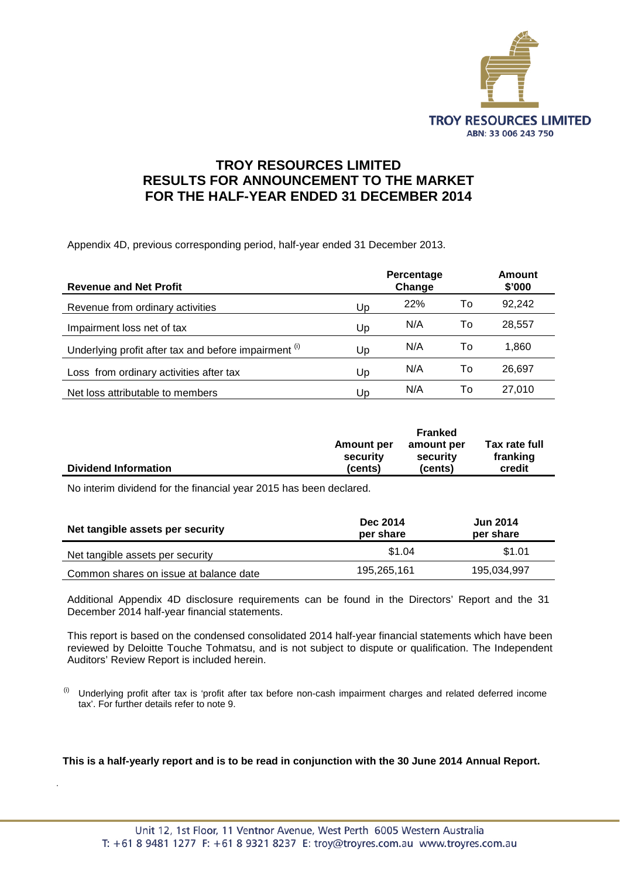TROY RESOURCES LIMITED
ABN: 33 006 243 750

# TROY RESOURCES LIMITED
# RESULTS FOR ANNOUNCEMENT TO THE MARKET
# FOR THE HALF-YEAR ENDED 31 DECEMBER 2014

Appendix 4D, previous corresponding period, half-year ended 31 December 2013.

| Revenue and Net Profit | | Percentage Change | | Amount $'000 |
|---|---|---|---|---|
| Revenue from ordinary activities | Up | 22% | To | 92,242 |
| Impairment loss net of tax | Up | N/A | To | 28,557 |
| Underlying profit after tax and before impairment [(i)] | Up | N/A | To | 1,860 |
| Loss from ordinary activities after tax | Up | N/A | To | 26,697 |
| Net loss attributable to members | Up | N/A | To | 27,010 |

| Dividend Information | Amount per security (cents) | Franked amount per security (cents) | Tax rate full franking credit |
|---|---|---|---|

No interim dividend for the financial year 2015 has been declared.

| Net tangible assets per security | Dec 2014 per share | Jun 2014 per share |
|---|---|---|
| Net tangible assets per security | $1.04 | $1.01 |
| Common shares on issue at balance date | 195,265,161 | 195,034,997 |

Additional Appendix 4D disclosure requirements can be found in the Directors' Report and the 31 December 2014 half-year financial statements.

This report is based on the condensed consolidated 2014 half-year financial statements which have been reviewed by Deloitte Touche Tohmatsu, and is not subject to dispute or qualification. The Independent Auditors' Review Report is included herein.

(i) Underlying profit after tax is 'profit after tax before non-cash impairment charges and related deferred income tax'. For further details refer to note 9.

**This is a half-yearly report and is to be read in conjunction with the 30 June 2014 Annual Report.**

Unit 12, 1st Floor, 11 Ventnor Avenue, West Perth 6005 Western Australia
T: +61 8 9481 1277 F: +61 8 9321 8237 E: troy@troyres.com.au www.troyres.com.au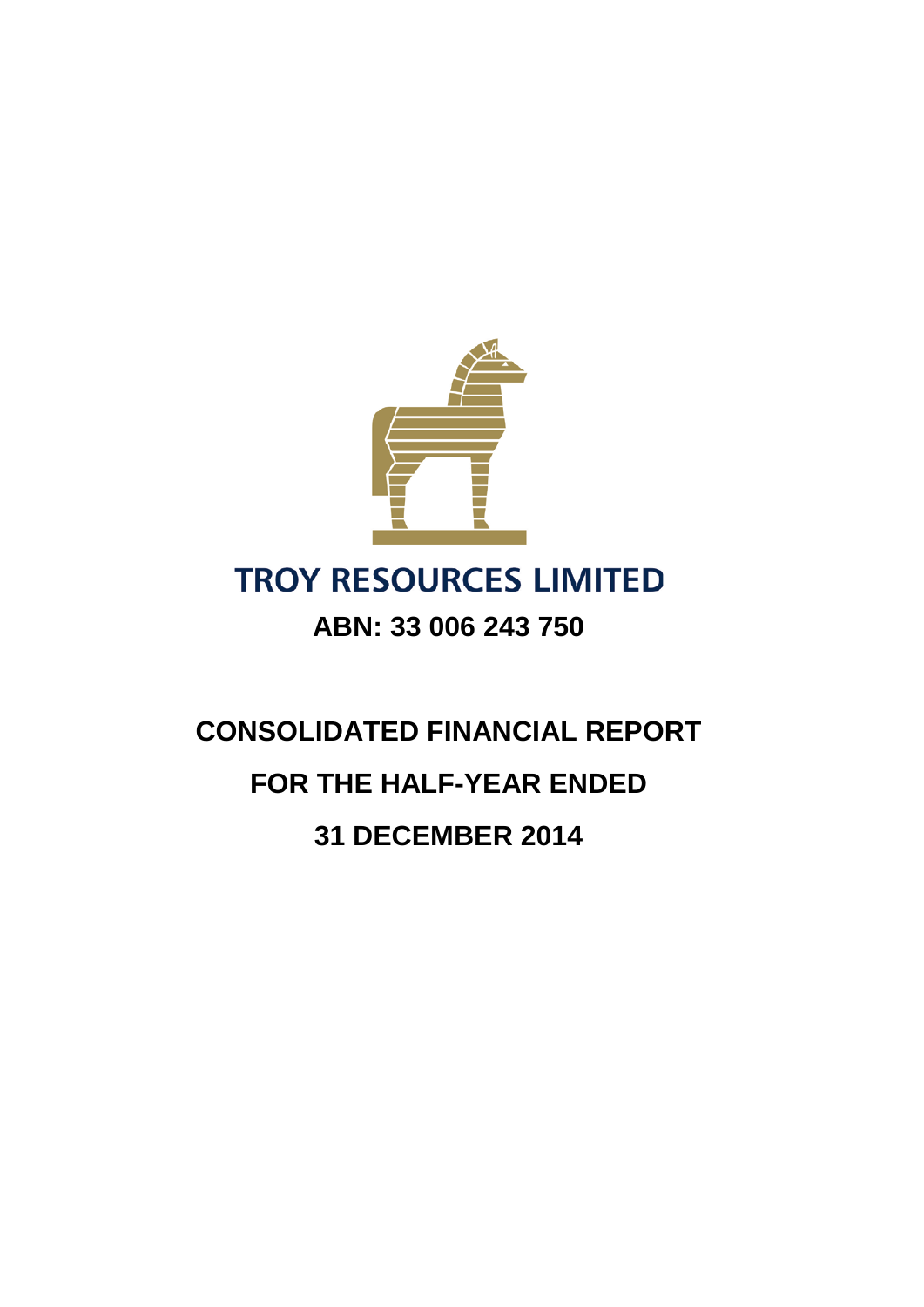# TROY RESOURCES LIMITED

**ABN: 33 006 243 750**

**CONSOLIDATED FINANCIAL REPORT**

**FOR THE HALF-YEAR ENDED**

**31 DECEMBER 2014**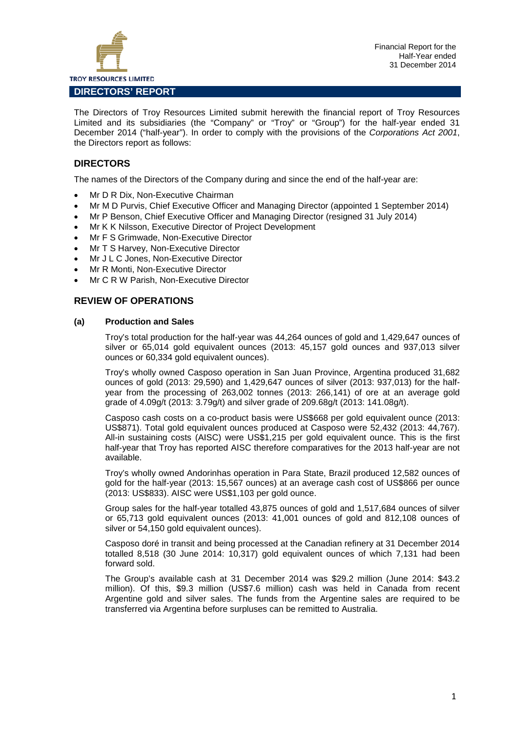## DIRECTORS' REPORT

The Directors of Troy Resources Limited submit herewith the financial report of Troy Resources Limited and its subsidiaries (the "Company" or "Troy" or "Group") for the half-year ended 31 December 2014 ("half-year"). In order to comply with the provisions of the *Corporations Act 2001*, the Directors report as follows:

## DIRECTORS

The names of the Directors of the Company during and since the end of the half-year are:

- Mr D R Dix, Non-Executive Chairman
- Mr M D Purvis, Chief Executive Officer and Managing Director (appointed 1 September 2014)
- Mr P Benson, Chief Executive Officer and Managing Director (resigned 31 July 2014)
- Mr K K Nilsson, Executive Director of Project Development
- Mr F S Grimwade, Non-Executive Director
- Mr T S Harvey, Non-Executive Director
- Mr J L C Jones, Non-Executive Director
- Mr R Monti, Non-Executive Director
- Mr C R W Parish, Non-Executive Director

## REVIEW OF OPERATIONS

### (a) Production and Sales

Troy's total production for the half-year was 44,264 ounces of gold and 1,429,647 ounces of silver or 65,014 gold equivalent ounces (2013: 45,157 gold ounces and 937,013 silver ounces or 60,334 gold equivalent ounces).

Troy's wholly owned Casposo operation in San Juan Province, Argentina produced 31,682 ounces of gold (2013: 29,590) and 1,429,647 ounces of silver (2013: 937,013) for the half-year from the processing of 263,002 tonnes (2013: 266,141) of ore at an average gold grade of 4.09g/t (2013: 3.79g/t) and silver grade of 209.68g/t (2013: 141.08g/t).

Casposo cash costs on a co-product basis were US$668 per gold equivalent ounce (2013: US$871). Total gold equivalent ounces produced at Casposo were 52,432 (2013: 44,767). All-in sustaining costs (AISC) were US$1,215 per gold equivalent ounce. This is the first half-year that Troy has reported AISC therefore comparatives for the 2013 half-year are not available.

Troy's wholly owned Andorinhas operation in Para State, Brazil produced 12,582 ounces of gold for the half-year (2013: 15,567 ounces) at an average cash cost of US$866 per ounce (2013: US$833). AISC were US$1,103 per gold ounce.

Group sales for the half-year totalled 43,875 ounces of gold and 1,517,684 ounces of silver or 65,713 gold equivalent ounces (2013: 41,001 ounces of gold and 812,108 ounces of silver or 54,150 gold equivalent ounces).

Casposo doré in transit and being processed at the Canadian refinery at 31 December 2014 totalled 8,518 (30 June 2014: 10,317) gold equivalent ounces of which 7,131 had been forward sold.

The Group's available cash at 31 December 2014 was $29.2 million (June 2014: $43.2 million). Of this, $9.3 million (US$7.6 million) cash was held in Canada from recent Argentine gold and silver sales. The funds from the Argentine sales are required to be transferred via Argentina before surpluses can be remitted to Australia.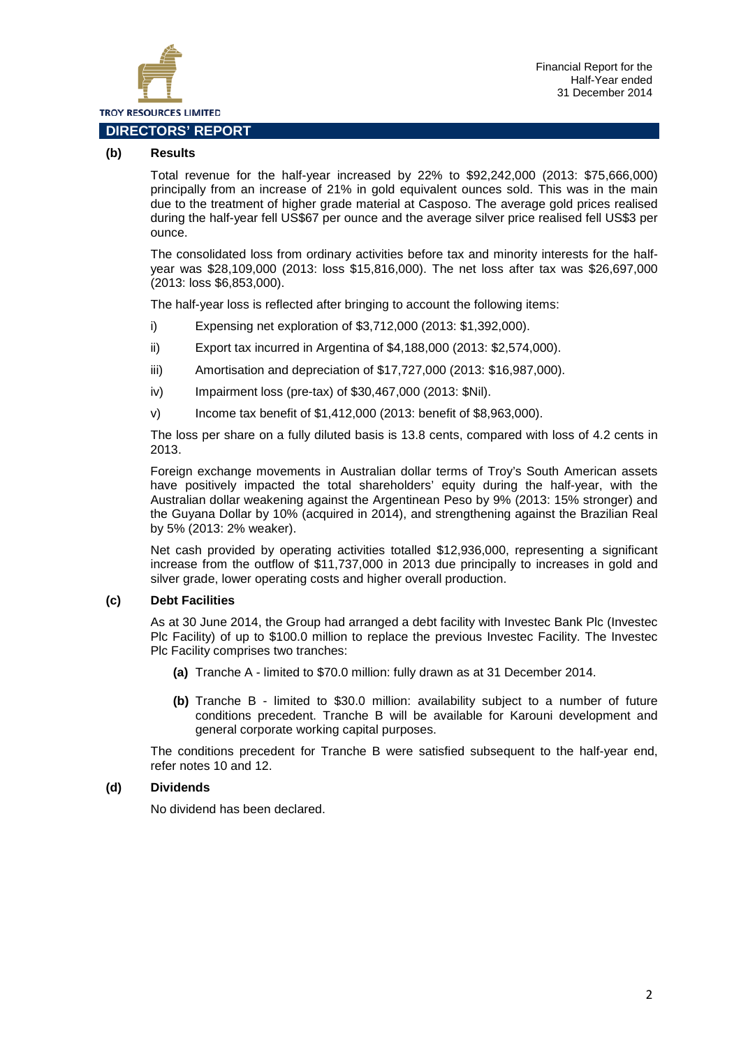## DIRECTORS' REPORT

**(b) Results**

Total revenue for the half-year increased by 22% to $92,242,000 (2013: $75,666,000) principally from an increase of 21% in gold equivalent ounces sold. This was in the main due to the treatment of higher grade material at Casposo. The average gold prices realised during the half-year fell US$67 per ounce and the average silver price realised fell US$3 per ounce.

The consolidated loss from ordinary activities before tax and minority interests for the half-year was $28,109,000 (2013: loss $15,816,000). The net loss after tax was $26,697,000 (2013: loss $6,853,000).

The half-year loss is reflected after bringing to account the following items:

i) Expensing net exploration of $3,712,000 (2013: $1,392,000).

ii) Export tax incurred in Argentina of $4,188,000 (2013: $2,574,000).

iii) Amortisation and depreciation of $17,727,000 (2013: $16,987,000).

iv) Impairment loss (pre-tax) of $30,467,000 (2013: $Nil).

v) Income tax benefit of $1,412,000 (2013: benefit of $8,963,000).

The loss per share on a fully diluted basis is 13.8 cents, compared with loss of 4.2 cents in 2013.

Foreign exchange movements in Australian dollar terms of Troy's South American assets have positively impacted the total shareholders' equity during the half-year, with the Australian dollar weakening against the Argentinean Peso by 9% (2013: 15% stronger) and the Guyana Dollar by 10% (acquired in 2014), and strengthening against the Brazilian Real by 5% (2013: 2% weaker).

Net cash provided by operating activities totalled $12,936,000, representing a significant increase from the outflow of $11,737,000 in 2013 due principally to increases in gold and silver grade, lower operating costs and higher overall production.

**(c) Debt Facilities**

As at 30 June 2014, the Group had arranged a debt facility with Investec Bank Plc (Investec Plc Facility) of up to $100.0 million to replace the previous Investec Facility. The Investec Plc Facility comprises two tranches:

**(a)** Tranche A - limited to $70.0 million: fully drawn as at 31 December 2014.

**(b)** Tranche B - limited to $30.0 million: availability subject to a number of future conditions precedent. Tranche B will be available for Karouni development and general corporate working capital purposes.

The conditions precedent for Tranche B were satisfied subsequent to the half-year end, refer notes 10 and 12.

**(d) Dividends**

No dividend has been declared.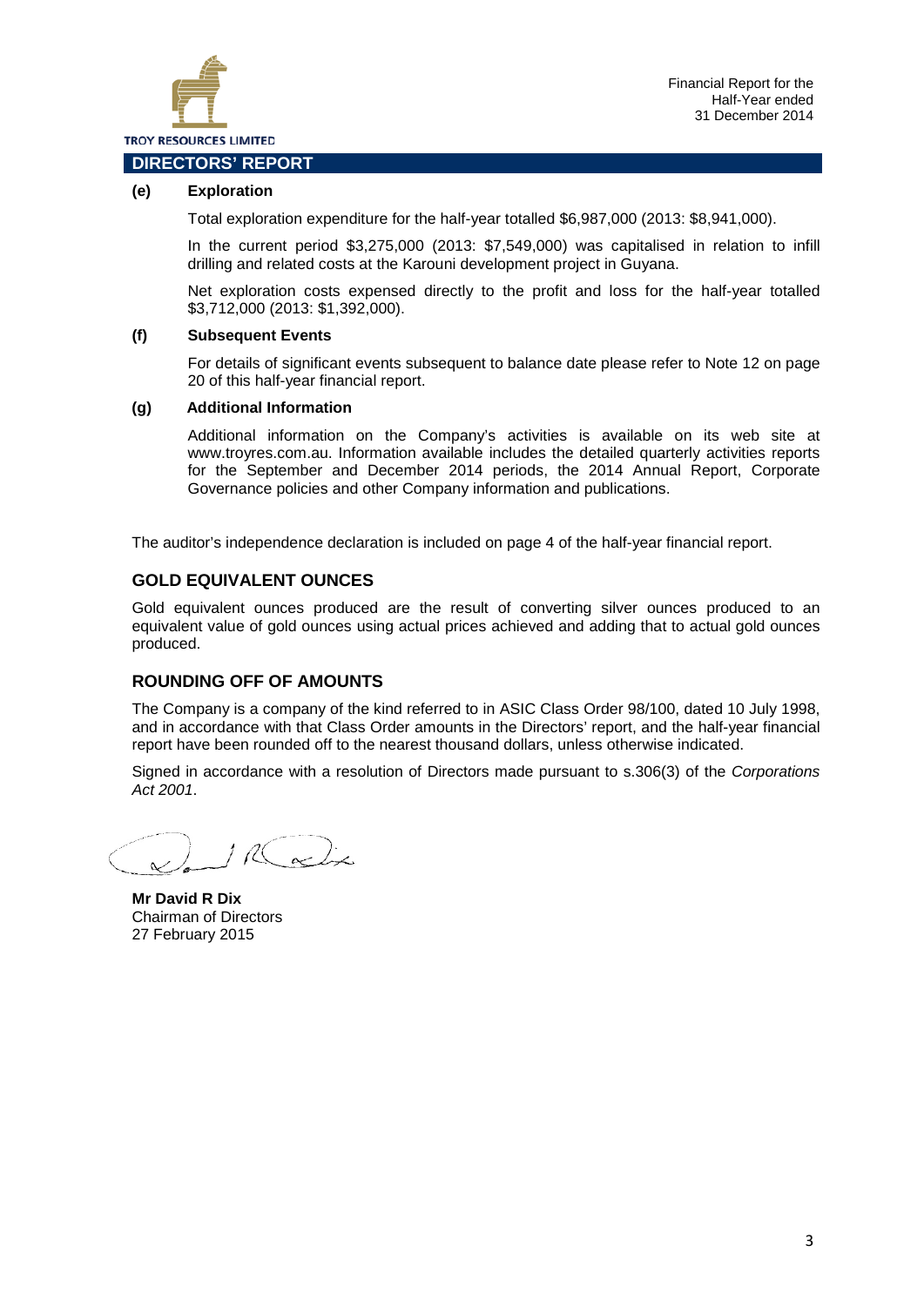## DIRECTORS' REPORT

**(e) Exploration**

Total exploration expenditure for the half-year totalled $6,987,000 (2013: $8,941,000).

In the current period $3,275,000 (2013: $7,549,000) was capitalised in relation to infill drilling and related costs at the Karouni development project in Guyana.

Net exploration costs expensed directly to the profit and loss for the half-year totalled $3,712,000 (2013: $1,392,000).

**(f) Subsequent Events**

For details of significant events subsequent to balance date please refer to Note 12 on page 20 of this half-year financial report.

**(g) Additional Information**

Additional information on the Company's activities is available on its web site at www.troyres.com.au. Information available includes the detailed quarterly activities reports for the September and December 2014 periods, the 2014 Annual Report, Corporate Governance policies and other Company information and publications.

The auditor's independence declaration is included on page 4 of the half-year financial report.

## GOLD EQUIVALENT OUNCES

Gold equivalent ounces produced are the result of converting silver ounces produced to an equivalent value of gold ounces using actual prices achieved and adding that to actual gold ounces produced.

## ROUNDING OFF OF AMOUNTS

The Company is a company of the kind referred to in ASIC Class Order 98/100, dated 10 July 1998, and in accordance with that Class Order amounts in the Directors' report, and the half-year financial report have been rounded off to the nearest thousand dollars, unless otherwise indicated.

Signed in accordance with a resolution of Directors made pursuant to s.306(3) of the *Corporations Act 2001*.

**Mr David R Dix**
Chairman of Directors
27 February 2015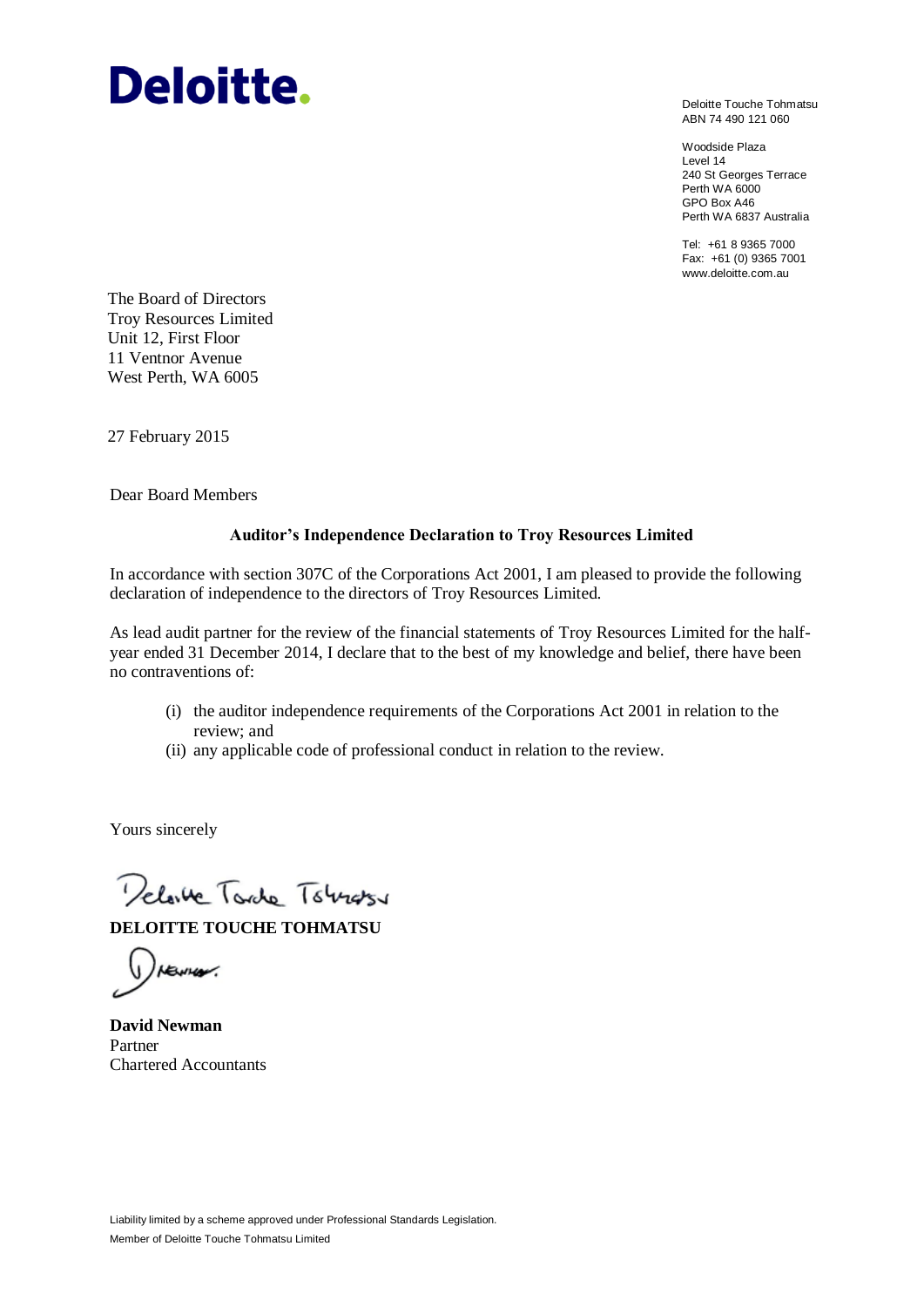**Deloitte.**

Deloitte Touche Tohmatsu
ABN 74 490 121 060

Woodside Plaza
Level 14
240 St Georges Terrace
Perth WA 6000
GPO Box A46
Perth WA 6837 Australia

Tel: +61 8 9365 7000
Fax: +61 (0) 9365 7001
www.deloitte.com.au

The Board of Directors
Troy Resources Limited
Unit 12, First Floor
11 Ventnor Avenue
West Perth, WA 6005

27 February 2015

Dear Board Members

**Auditor's Independence Declaration to Troy Resources Limited**

In accordance with section 307C of the Corporations Act 2001, I am pleased to provide the following declaration of independence to the directors of Troy Resources Limited.

As lead audit partner for the review of the financial statements of Troy Resources Limited for the half-year ended 31 December 2014, I declare that to the best of my knowledge and belief, there have been no contraventions of:

(i) the auditor independence requirements of the Corporations Act 2001 in relation to the review; and
(ii) any applicable code of professional conduct in relation to the review.

Yours sincerely

**DELOITTE TOUCHE TOHMATSU**

**David Newman**
Partner
Chartered Accountants

Liability limited by a scheme approved under Professional Standards Legislation.
Member of Deloitte Touche Tohmatsu Limited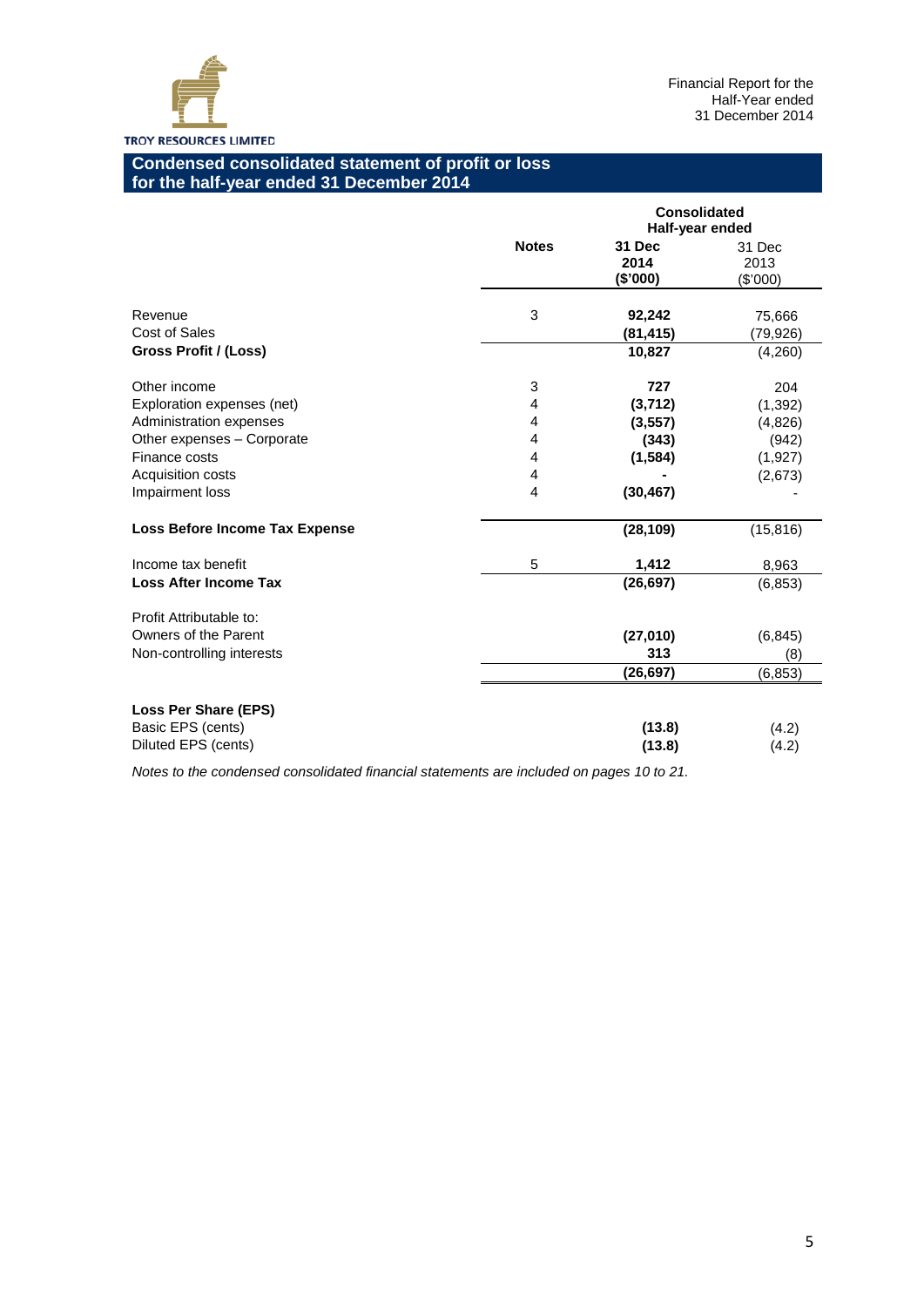TROY RESOURCES LIMITED

Financial Report for the Half-Year ended 31 December 2014

## Condensed consolidated statement of profit or loss for the half-year ended 31 December 2014

| | Notes | Consolidated Half-year ended 31 Dec 2014 ($'000) | 31 Dec 2013 ($'000) |
|---|---|---|---|
| Revenue | 3 | **92,242** | 75,666 |
| Cost of Sales | | **(81,415)** | (79,926) |
| **Gross Profit / (Loss)** | | **10,827** | (4,260) |
| | | | |
| Other income | 3 | **727** | 204 |
| Exploration expenses (net) | 4 | **(3,712)** | (1,392) |
| Administration expenses | 4 | **(3,557)** | (4,826) |
| Other expenses – Corporate | 4 | **(343)** | (942) |
| Finance costs | 4 | **(1,584)** | (1,927) |
| Acquisition costs | 4 | **-** | (2,673) |
| Impairment loss | 4 | **(30,467)** | - |
| | | | |
| **Loss Before Income Tax Expense** | | **(28,109)** | (15,816) |
| | | | |
| Income tax benefit | 5 | **1,412** | 8,963 |
| **Loss After Income Tax** | | **(26,697)** | (6,853) |
| | | | |
| Profit Attributable to: | | | |
| Owners of the Parent | | **(27,010)** | (6,845) |
| Non-controlling interests | | **313** | (8) |
| | | **(26,697)** | (6,853) |
| | | | |
| **Loss Per Share (EPS)** | | | |
| Basic EPS (cents) | | **(13.8)** | (4.2) |
| Diluted EPS (cents) | | **(13.8)** | (4.2) |

*Notes to the condensed consolidated financial statements are included on pages 10 to 21.*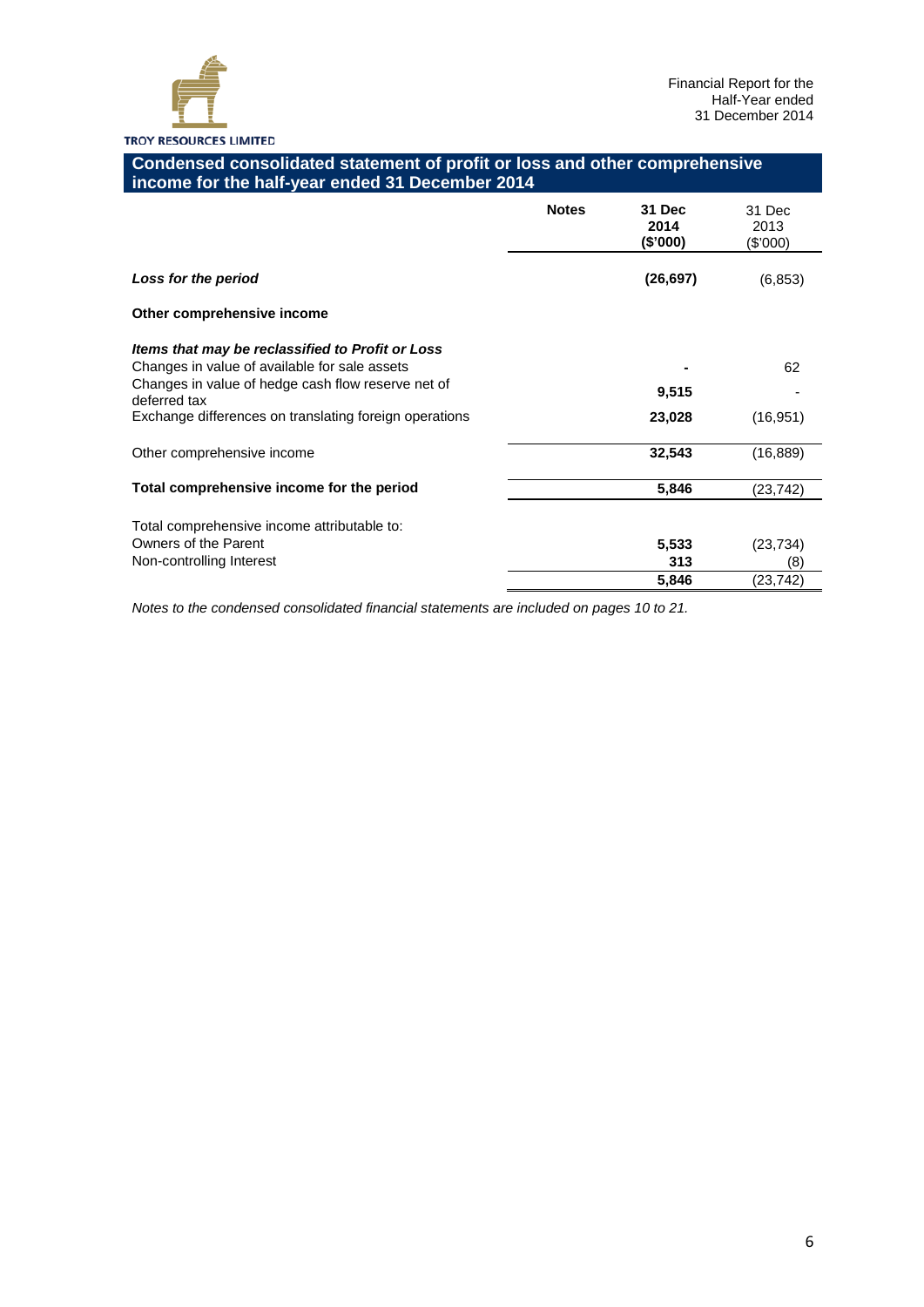TROY RESOURCES LIMITED

Financial Report for the Half-Year ended 31 December 2014

## Condensed consolidated statement of profit or loss and other comprehensive income for the half-year ended 31 December 2014

| | Notes | **31 Dec 2014 ($'000)** | 31 Dec 2013 ($'000) |
|---|---|---|---|
| ***Loss for the period*** | | **(26,697)** | (6,853) |
| **Other comprehensive income** | | | |
| ***Items that may be reclassified to Profit or Loss*** | | | |
| Changes in value of available for sale assets | | **-** | 62 |
| Changes in value of hedge cash flow reserve net of deferred tax | | **9,515** | - |
| Exchange differences on translating foreign operations | | **23,028** | (16,951) |
| Other comprehensive income | | **32,543** | (16,889) |
| **Total comprehensive income for the period** | | **5,846** | (23,742) |
| Total comprehensive income attributable to: | | | |
| Owners of the Parent | | **5,533** | (23,734) |
| Non-controlling Interest | | **313** | (8) |
| | | **5,846** | (23,742) |

*Notes to the condensed consolidated financial statements are included on pages 10 to 21.*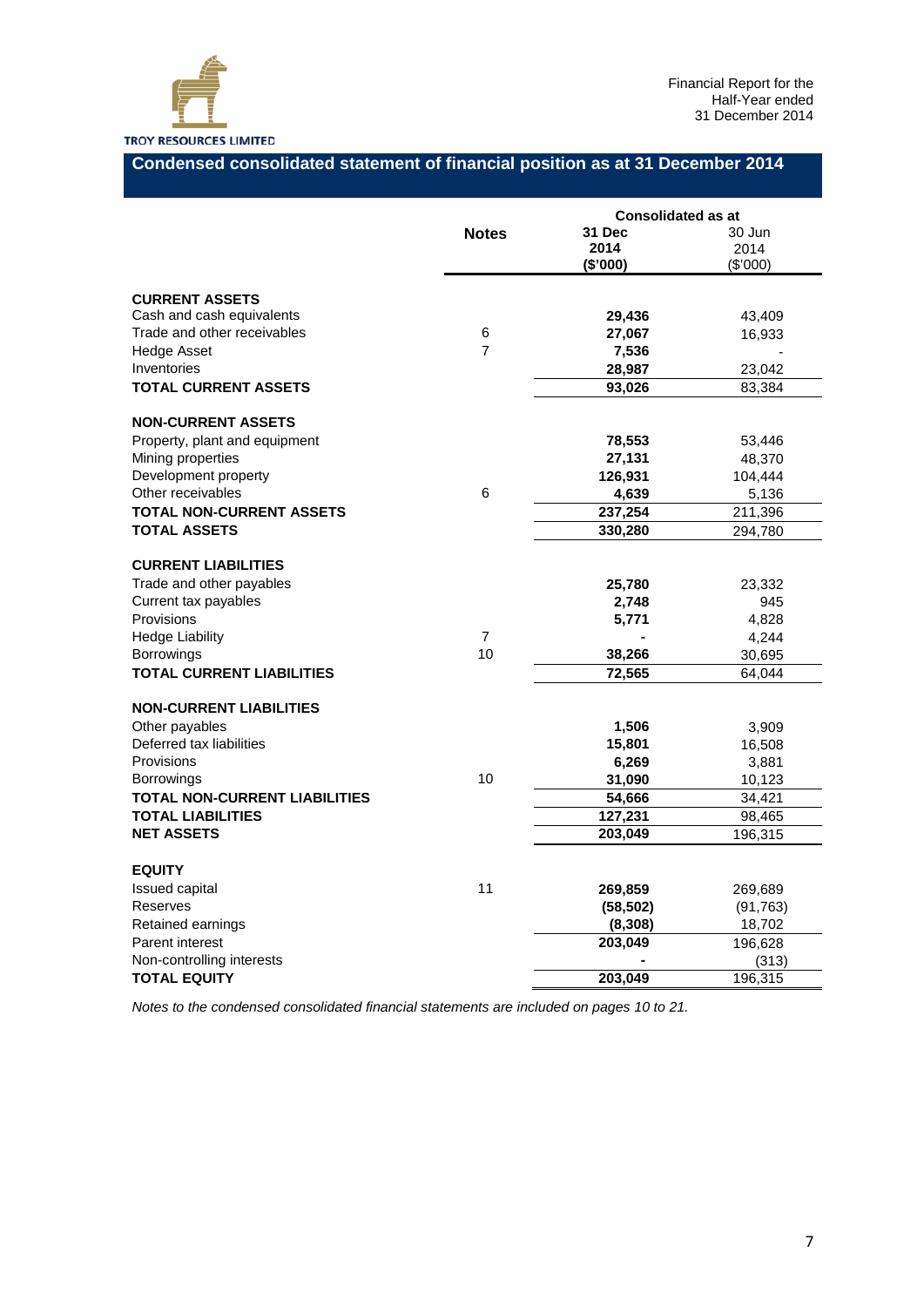## Condensed consolidated statement of financial position as at 31 December 2014

| | Notes | Consolidated as at 31 Dec 2014 ($'000) | 30 Jun 2014 ($'000) |
|---|---|---|---|
| **CURRENT ASSETS** | | | |
| Cash and cash equivalents | | **29,436** | 43,409 |
| Trade and other receivables | 6 | **27,067** | 16,933 |
| Hedge Asset | 7 | **7,536** | - |
| Inventories | | **28,987** | 23,042 |
| **TOTAL CURRENT ASSETS** | | **93,026** | 83,384 |
| **NON-CURRENT ASSETS** | | | |
| Property, plant and equipment | | **78,553** | 53,446 |
| Mining properties | | **27,131** | 48,370 |
| Development property | | **126,931** | 104,444 |
| Other receivables | 6 | **4,639** | 5,136 |
| **TOTAL NON-CURRENT ASSETS** | | **237,254** | 211,396 |
| **TOTAL ASSETS** | | **330,280** | 294,780 |
| **CURRENT LIABILITIES** | | | |
| Trade and other payables | | **25,780** | 23,332 |
| Current tax payables | | **2,748** | 945 |
| Provisions | | **5,771** | 4,828 |
| Hedge Liability | 7 | **-** | 4,244 |
| Borrowings | 10 | **38,266** | 30,695 |
| **TOTAL CURRENT LIABILITIES** | | **72,565** | 64,044 |
| **NON-CURRENT LIABILITIES** | | | |
| Other payables | | **1,506** | 3,909 |
| Deferred tax liabilities | | **15,801** | 16,508 |
| Provisions | | **6,269** | 3,881 |
| Borrowings | 10 | **31,090** | 10,123 |
| **TOTAL NON-CURRENT LIABILITIES** | | **54,666** | 34,421 |
| **TOTAL LIABILITIES** | | **127,231** | 98,465 |
| **NET ASSETS** | | **203,049** | 196,315 |
| **EQUITY** | | | |
| Issued capital | 11 | **269,859** | 269,689 |
| Reserves | | **(58,502)** | (91,763) |
| Retained earnings | | **(8,308)** | 18,702 |
| Parent interest | | **203,049** | 196,628 |
| Non-controlling interests | | **-** | (313) |
| **TOTAL EQUITY** | | **203,049** | 196,315 |

*Notes to the condensed consolidated financial statements are included on pages 10 to 21.*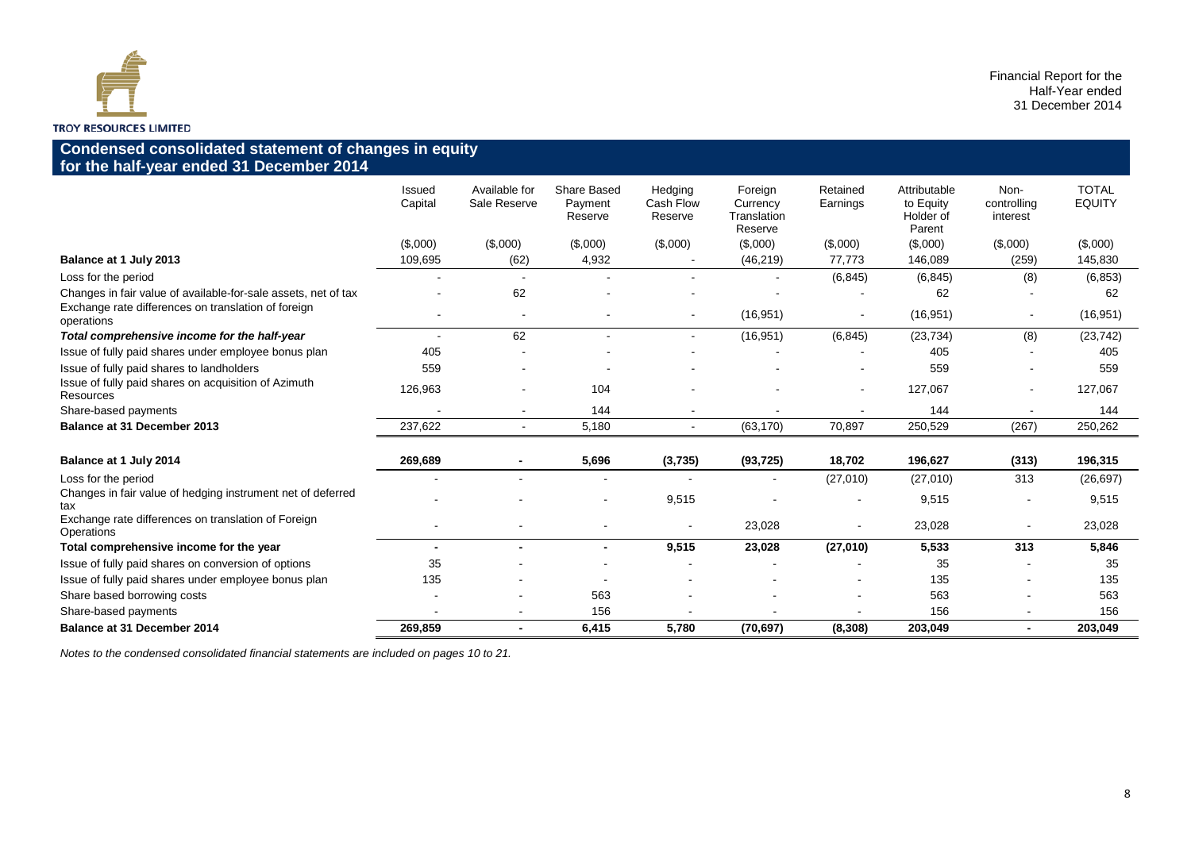## Condensed consolidated statement of changes in equity for the half-year ended 31 December 2014

| | Issued Capital | Available for Sale Reserve | Share Based Payment Reserve | Hedging Cash Flow Reserve | Foreign Currency Translation Reserve | Retained Earnings | Attributable to Equity Holder of Parent | Non-controlling interest | TOTAL EQUITY |
|---|---|---|---|---|---|---|---|---|---|
| | ($,000) | ($,000) | ($,000) | ($,000) | ($,000) | ($,000) | ($,000) | ($,000) | ($,000) |
| **Balance at 1 July 2013** | 109,695 | (62) | 4,932 | - | (46,219) | 77,773 | 146,089 | (259) | 145,830 |
| Loss for the period | - | - | - | - | - | (6,845) | (6,845) | (8) | (6,853) |
| Changes in fair value of available-for-sale assets, net of tax | - | 62 | - | - | - | - | 62 | - | 62 |
| Exchange rate differences on translation of foreign operations | - | - | - | - | (16,951) | - | (16,951) | - | (16,951) |
| ***Total comprehensive income for the half-year*** | - | 62 | - | - | (16,951) | (6,845) | (23,734) | (8) | (23,742) |
| Issue of fully paid shares under employee bonus plan | 405 | - | - | - | - | - | 405 | - | 405 |
| Issue of fully paid shares to landholders | 559 | - | - | - | - | - | 559 | - | 559 |
| Issue of fully paid shares on acquisition of Azimuth Resources | 126,963 | - | 104 | - | - | - | 127,067 | - | 127,067 |
| Share-based payments | - | - | 144 | - | - | - | 144 | - | 144 |
| **Balance at 31 December 2013** | 237,622 | - | 5,180 | - | (63,170) | 70,897 | 250,529 | (267) | 250,262 |
| | | | | | | | | | |
| **Balance at 1 July 2014** | **269,689** | **-** | **5,696** | **(3,735)** | **(93,725)** | **18,702** | **196,627** | **(313)** | **196,315** |
| Loss for the period | - | - | - | - | - | (27,010) | (27,010) | 313 | (26,697) |
| Changes in fair value of hedging instrument net of deferred tax | - | - | - | 9,515 | - | - | 9,515 | - | 9,515 |
| Exchange rate differences on translation of Foreign Operations | - | - | - | - | 23,028 | - | 23,028 | - | 23,028 |
| **Total comprehensive income for the year** | **-** | **-** | **-** | **9,515** | **23,028** | **(27,010)** | **5,533** | **313** | **5,846** |
| Issue of fully paid shares on conversion of options | 35 | - | - | - | - | - | 35 | - | 35 |
| Issue of fully paid shares under employee bonus plan | 135 | - | - | - | - | - | 135 | - | 135 |
| Share based borrowing costs | - | - | 563 | - | - | - | 563 | - | 563 |
| Share-based payments | - | - | 156 | - | - | - | 156 | - | 156 |
| **Balance at 31 December 2014** | **269,859** | **-** | **6,415** | **5,780** | **(70,697)** | **(8,308)** | **203,049** | **-** | **203,049** |

*Notes to the condensed consolidated financial statements are included on pages 10 to 21.*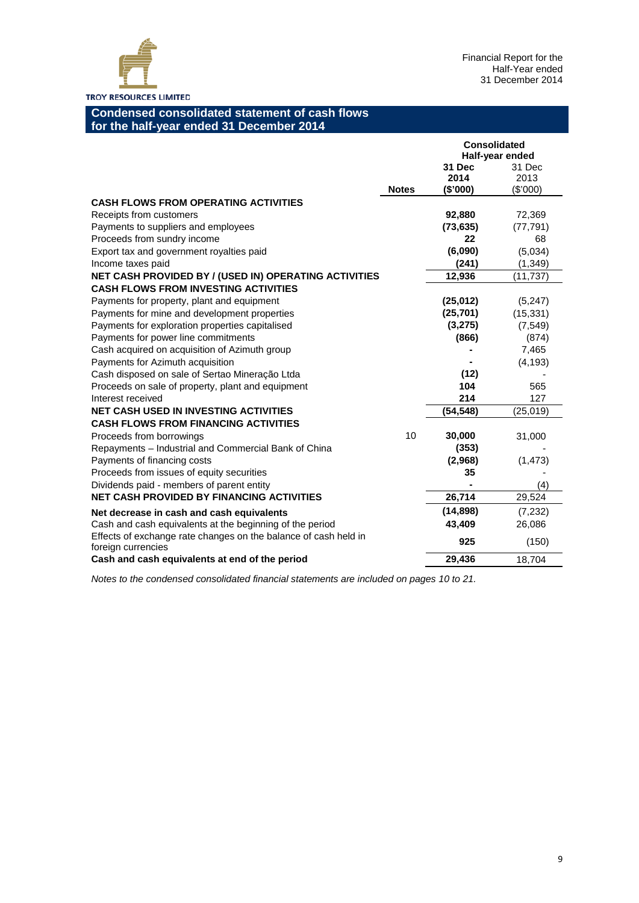TROY RESOURCES LIMITED

Financial Report for the Half-Year ended 31 December 2014

## Condensed consolidated statement of cash flows for the half-year ended 31 December 2014

| | Notes | Consolidated Half-year ended 31 Dec 2014 ($'000) | 31 Dec 2013 ($'000) |
|---|---|---|---|
| **CASH FLOWS FROM OPERATING ACTIVITIES** | | | |
| Receipts from customers | | **92,880** | 72,369 |
| Payments to suppliers and employees | | **(73,635)** | (77,791) |
| Proceeds from sundry income | | **22** | 68 |
| Export tax and government royalties paid | | **(6,090)** | (5,034) |
| Income taxes paid | | **(241)** | (1,349) |
| **NET CASH PROVIDED BY / (USED IN) OPERATING ACTIVITIES** | | **12,936** | (11,737) |
| **CASH FLOWS FROM INVESTING ACTIVITIES** | | | |
| Payments for property, plant and equipment | | **(25,012)** | (5,247) |
| Payments for mine and development properties | | **(25,701)** | (15,331) |
| Payments for exploration properties capitalised | | **(3,275)** | (7,549) |
| Payments for power line commitments | | **(866)** | (874) |
| Cash acquired on acquisition of Azimuth group | | **-** | 7,465 |
| Payments for Azimuth acquisition | | **-** | (4,193) |
| Cash disposed on sale of Sertao Mineração Ltda | | **(12)** | - |
| Proceeds on sale of property, plant and equipment | | **104** | 565 |
| Interest received | | **214** | 127 |
| **NET CASH USED IN INVESTING ACTIVITIES** | | **(54,548)** | (25,019) |
| **CASH FLOWS FROM FINANCING ACTIVITIES** | | | |
| Proceeds from borrowings | 10 | **30,000** | 31,000 |
| Repayments – Industrial and Commercial Bank of China | | **(353)** | - |
| Payments of financing costs | | **(2,968)** | (1,473) |
| Proceeds from issues of equity securities | | **35** | - |
| Dividends paid - members of parent entity | | **-** | (4) |
| **NET CASH PROVIDED BY FINANCING ACTIVITIES** | | **26,714** | 29,524 |
| **Net decrease in cash and cash equivalents** | | **(14,898)** | (7,232) |
| Cash and cash equivalents at the beginning of the period | | **43,409** | 26,086 |
| Effects of exchange rate changes on the balance of cash held in foreign currencies | | **925** | (150) |
| **Cash and cash equivalents at end of the period** | | **29,436** | 18,704 |

*Notes to the condensed consolidated financial statements are included on pages 10 to 21.*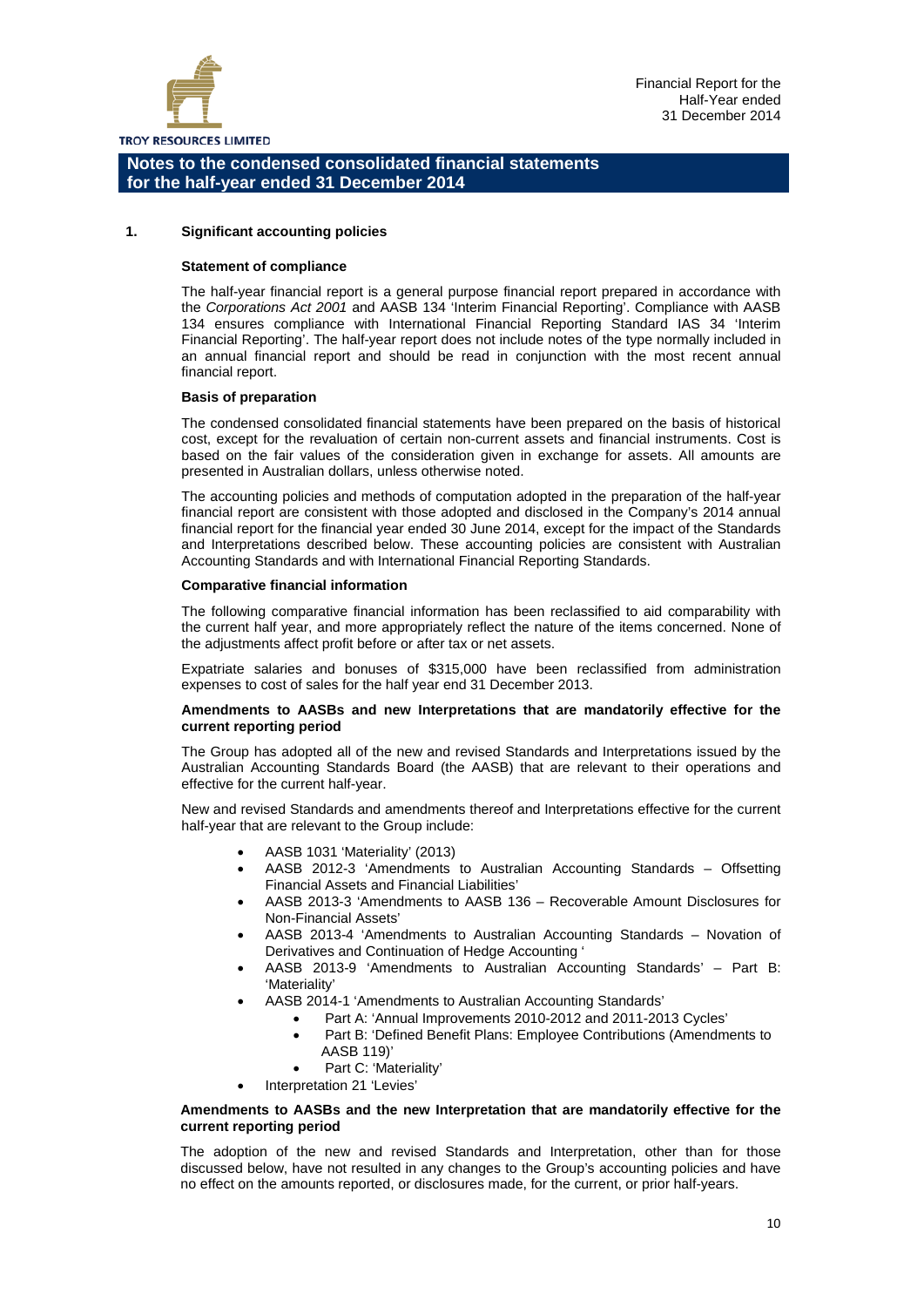## Notes to the condensed consolidated financial statements for the half-year ended 31 December 2014

### 1. Significant accounting policies

**Statement of compliance**

The half-year financial report is a general purpose financial report prepared in accordance with the *Corporations Act 2001* and AASB 134 'Interim Financial Reporting'. Compliance with AASB 134 ensures compliance with International Financial Reporting Standard IAS 34 'Interim Financial Reporting'. The half-year report does not include notes of the type normally included in an annual financial report and should be read in conjunction with the most recent annual financial report.

**Basis of preparation**

The condensed consolidated financial statements have been prepared on the basis of historical cost, except for the revaluation of certain non-current assets and financial instruments. Cost is based on the fair values of the consideration given in exchange for assets. All amounts are presented in Australian dollars, unless otherwise noted.

The accounting policies and methods of computation adopted in the preparation of the half-year financial report are consistent with those adopted and disclosed in the Company's 2014 annual financial report for the financial year ended 30 June 2014, except for the impact of the Standards and Interpretations described below. These accounting policies are consistent with Australian Accounting Standards and with International Financial Reporting Standards.

**Comparative financial information**

The following comparative financial information has been reclassified to aid comparability with the current half year, and more appropriately reflect the nature of the items concerned. None of the adjustments affect profit before or after tax or net assets.

Expatriate salaries and bonuses of $315,000 have been reclassified from administration expenses to cost of sales for the half year end 31 December 2013.

**Amendments to AASBs and new Interpretations that are mandatorily effective for the current reporting period**

The Group has adopted all of the new and revised Standards and Interpretations issued by the Australian Accounting Standards Board (the AASB) that are relevant to their operations and effective for the current half-year.

New and revised Standards and amendments thereof and Interpretations effective for the current half-year that are relevant to the Group include:

- AASB 1031 'Materiality' (2013)
- AASB 2012-3 'Amendments to Australian Accounting Standards – Offsetting Financial Assets and Financial Liabilities'
- AASB 2013-3 'Amendments to AASB 136 – Recoverable Amount Disclosures for Non-Financial Assets'
- AASB 2013-4 'Amendments to Australian Accounting Standards – Novation of Derivatives and Continuation of Hedge Accounting '
- AASB 2013-9 'Amendments to Australian Accounting Standards' – Part B: 'Materiality'
- AASB 2014-1 'Amendments to Australian Accounting Standards'
  - Part A: 'Annual Improvements 2010-2012 and 2011-2013 Cycles'
  - Part B: 'Defined Benefit Plans: Employee Contributions (Amendments to AASB 119)'
  - Part C: 'Materiality'
- Interpretation 21 'Levies'

**Amendments to AASBs and the new Interpretation that are mandatorily effective for the current reporting period**

The adoption of the new and revised Standards and Interpretation, other than for those discussed below, have not resulted in any changes to the Group's accounting policies and have no effect on the amounts reported, or disclosures made, for the current, or prior half-years.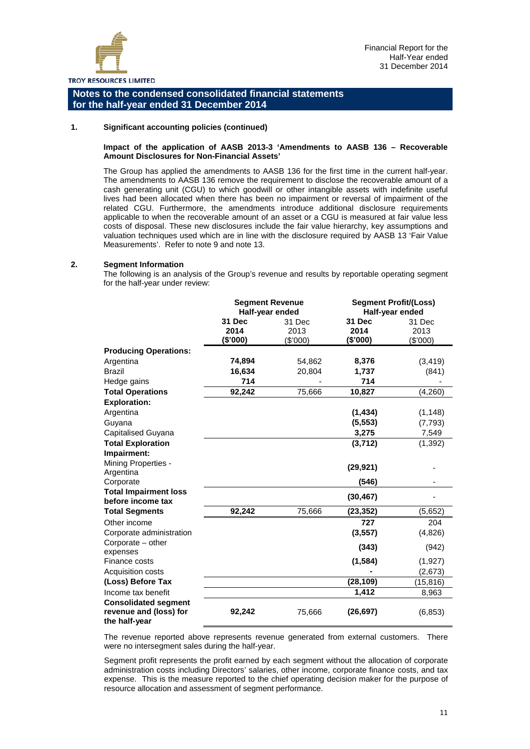# Notes to the condensed consolidated financial statements for the half-year ended 31 December 2014

## 1. Significant accounting policies (continued)

### Impact of the application of AASB 2013-3 'Amendments to AASB 136 – Recoverable Amount Disclosures for Non-Financial Assets'

The Group has applied the amendments to AASB 136 for the first time in the current half-year. The amendments to AASB 136 remove the requirement to disclose the recoverable amount of a cash generating unit (CGU) to which goodwill or other intangible assets with indefinite useful lives had been allocated when there has been no impairment or reversal of impairment of the related CGU. Furthermore, the amendments introduce additional disclosure requirements applicable to when the recoverable amount of an asset or a CGU is measured at fair value less costs of disposal. These new disclosures include the fair value hierarchy, key assumptions and valuation techniques used which are in line with the disclosure required by AASB 13 'Fair Value Measurements'. Refer to note 9 and note 13.

## 2. Segment Information

The following is an analysis of the Group's revenue and results by reportable operating segment for the half-year under review:

| | Segment Revenue Half-year ended | | Segment Profit/(Loss) Half-year ended | |
|---|---|---|---|---|
| | **31 Dec 2014 ($'000)** | 31 Dec 2013 ($'000) | **31 Dec 2014 ($'000)** | 31 Dec 2013 ($'000) |
| **Producing Operations:** | | | | |
| Argentina | **74,894** | 54,862 | **8,376** | (3,419) |
| Brazil | **16,634** | 20,804 | **1,737** | (841) |
| Hedge gains | **714** | - | **714** | - |
| **Total Operations** | **92,242** | 75,666 | **10,827** | (4,260) |
| **Exploration:** | | | | |
| Argentina | | | **(1,434)** | (1,148) |
| Guyana | | | **(5,553)** | (7,793) |
| Capitalised Guyana | | | **3,275** | 7,549 |
| **Total Exploration** | | | **(3,712)** | (1,392) |
| **Impairment:** | | | | |
| Mining Properties - Argentina | | | **(29,921)** | - |
| Corporate | | | **(546)** | - |
| **Total Impairment loss before income tax** | | | **(30,467)** | - |
| **Total Segments** | **92,242** | 75,666 | **(23,352)** | (5,652) |
| Other income | | | **727** | 204 |
| Corporate administration | | | **(3,557)** | (4,826) |
| Corporate – other expenses | | | **(343)** | (942) |
| Finance costs | | | **(1,584)** | (1,927) |
| Acquisition costs | | | **-** | (2,673) |
| **(Loss) Before Tax** | | | **(28,109)** | (15,816) |
| Income tax benefit | | | **1,412** | 8,963 |
| **Consolidated segment revenue and (loss) for the half-year** | **92,242** | 75,666 | **(26,697)** | (6,853) |

The revenue reported above represents revenue generated from external customers. There were no intersegment sales during the half-year.

Segment profit represents the profit earned by each segment without the allocation of corporate administration costs including Directors' salaries, other income, corporate finance costs, and tax expense. This is the measure reported to the chief operating decision maker for the purpose of resource allocation and assessment of segment performance.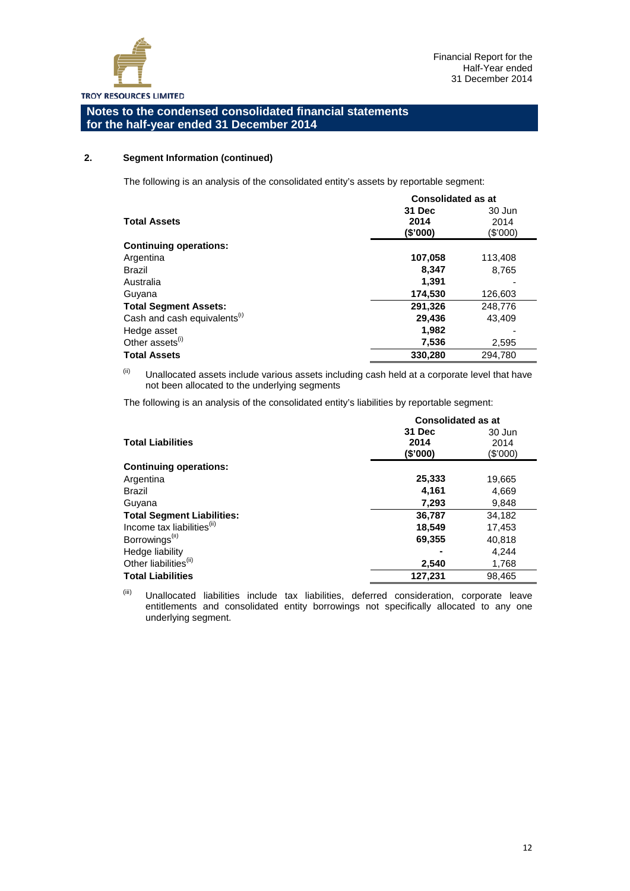## Notes to the condensed consolidated financial statements for the half-year ended 31 December 2014

### 2. Segment Information (continued)

The following is an analysis of the consolidated entity's assets by reportable segment:

| Total Assets | Consolidated as at 31 Dec 2014 ($'000) | Consolidated as at 30 Jun 2014 ($'000) |
|---|---|---|
| **Continuing operations:** | | |
| Argentina | **107,058** | 113,408 |
| Brazil | **8,347** | 8,765 |
| Australia | **1,391** | - |
| Guyana | **174,530** | 126,603 |
| **Total Segment Assets:** | **291,326** | 248,776 |
| Cash and cash equivalents[i] | **29,436** | 43,409 |
| Hedge asset | **1,982** | - |
| Other assets[i] | **7,536** | 2,595 |
| **Total Assets** | **330,280** | 294,780 |

[ii] Unallocated assets include various assets including cash held at a corporate level that have not been allocated to the underlying segments

The following is an analysis of the consolidated entity's liabilities by reportable segment:

| Total Liabilities | Consolidated as at 31 Dec 2014 ($'000) | Consolidated as at 30 Jun 2014 ($'000) |
|---|---|---|
| **Continuing operations:** | | |
| Argentina | **25,333** | 19,665 |
| Brazil | **4,161** | 4,669 |
| Guyana | **7,293** | 9,848 |
| **Total Segment Liabilities:** | **36,787** | 34,182 |
| Income tax liabilities[ii] | **18,549** | 17,453 |
| Borrowings[ii] | **69,355** | 40,818 |
| Hedge liability | **-** | 4,244 |
| Other liabilities[ii] | **2,540** | 1,768 |
| **Total Liabilities** | **127,231** | 98,465 |

[iii] Unallocated liabilities include tax liabilities, deferred consideration, corporate leave entitlements and consolidated entity borrowings not specifically allocated to any one underlying segment.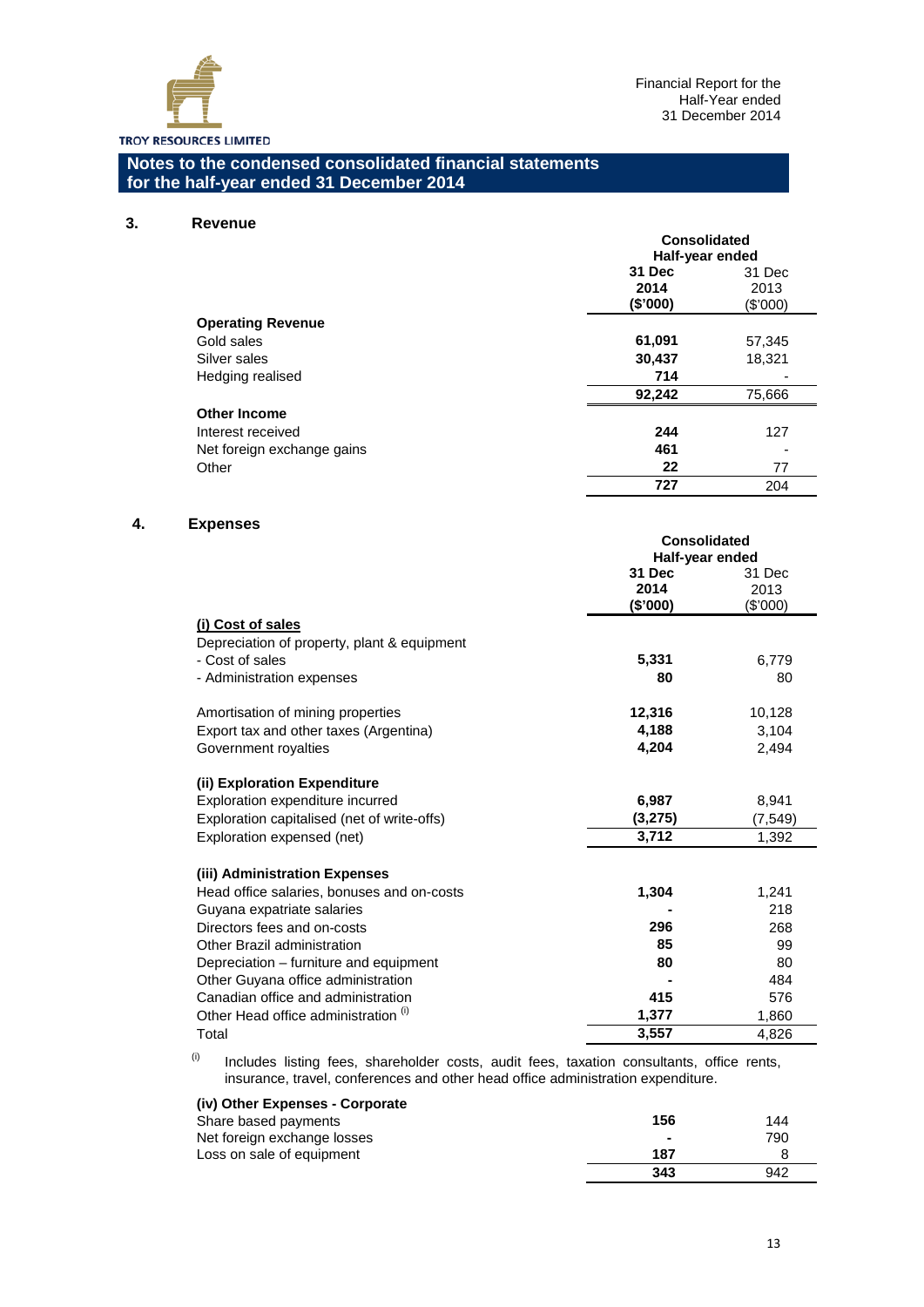## Notes to the condensed consolidated financial statements for the half-year ended 31 December 2014

### 3. Revenue

| | Consolidated Half-year ended | |
|---|---|---|
| | **31 Dec 2014 ($'000)** | 31 Dec 2013 ($'000) |
| **Operating Revenue** | | |
| Gold sales | **61,091** | 57,345 |
| Silver sales | **30,437** | 18,321 |
| Hedging realised | **714** | - |
| | **92,242** | 75,666 |
| **Other Income** | | |
| Interest received | **244** | 127 |
| Net foreign exchange gains | **461** | - |
| Other | **22** | 77 |
| | **727** | 204 |

### 4. Expenses

| | Consolidated Half-year ended | |
|---|---|---|
| | **31 Dec 2014 ($'000)** | 31 Dec 2013 ($'000) |
| **(i) Cost of sales** | | |
| Depreciation of property, plant & equipment | | |
| - Cost of sales | **5,331** | 6,779 |
| - Administration expenses | **80** | 80 |
| Amortisation of mining properties | **12,316** | 10,128 |
| Export tax and other taxes (Argentina) | **4,188** | 3,104 |
| Government royalties | **4,204** | 2,494 |
| **(ii) Exploration Expenditure** | | |
| Exploration expenditure incurred | **6,987** | 8,941 |
| Exploration capitalised (net of write-offs) | **(3,275)** | (7,549) |
| Exploration expensed (net) | **3,712** | 1,392 |
| **(iii) Administration Expenses** | | |
| Head office salaries, bonuses and on-costs | **1,304** | 1,241 |
| Guyana expatriate salaries | **-** | 218 |
| Directors fees and on-costs | **296** | 268 |
| Other Brazil administration | **85** | 99 |
| Depreciation – furniture and equipment | **80** | 80 |
| Other Guyana office administration | **-** | 484 |
| Canadian office and administration | **415** | 576 |
| Other Head office administration [(i)] | **1,377** | 1,860 |
| Total | **3,557** | 4,826 |

[(i)] Includes listing fees, shareholder costs, audit fees, taxation consultants, office rents, insurance, travel, conferences and other head office administration expenditure.

| | 31 Dec 2014 ($'000) | 31 Dec 2013 ($'000) |
|---|---|---|
| **(iv) Other Expenses - Corporate** | | |
| Share based payments | **156** | 144 |
| Net foreign exchange losses | **-** | 790 |
| Loss on sale of equipment | **187** | 8 |
| | **343** | 942 |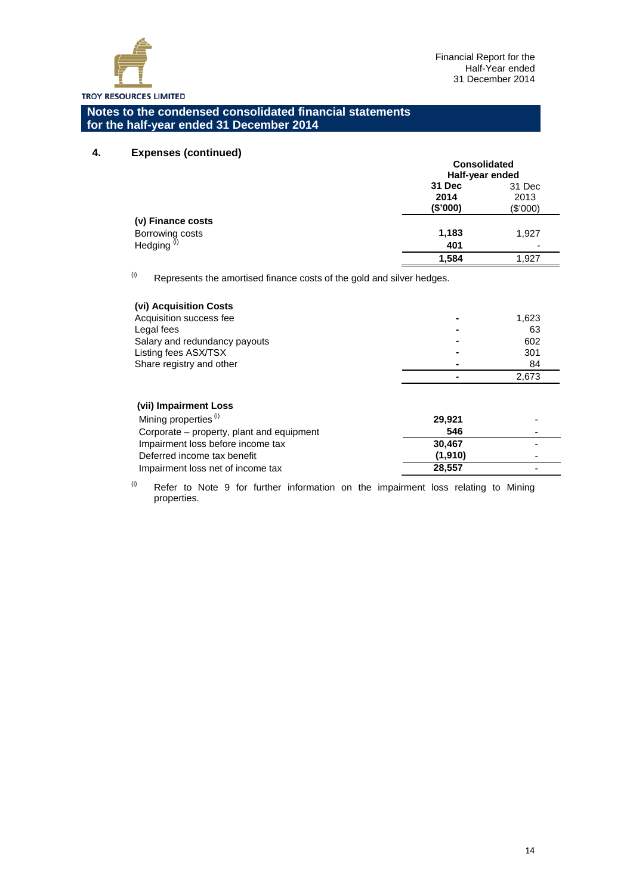## Notes to the condensed consolidated financial statements for the half-year ended 31 December 2014

### 4. Expenses (continued)

| | Consolidated Half-year ended | |
|---|---|---|
| | **31 Dec 2014 ($'000)** | 31 Dec 2013 ($'000) |
| **(v) Finance costs** | | |
| Borrowing costs | **1,183** | 1,927 |
| Hedging [(i)] | **401** | - |
| | **1,584** | 1,927 |

[(i)] Represents the amortised finance costs of the gold and silver hedges.

| | 31 Dec 2014 ($'000) | 31 Dec 2013 ($'000) |
|---|---|---|
| **(vi) Acquisition Costs** | | |
| Acquisition success fee | **-** | 1,623 |
| Legal fees | **-** | 63 |
| Salary and redundancy payouts | **-** | 602 |
| Listing fees ASX/TSX | **-** | 301 |
| Share registry and other | **-** | 84 |
| | **-** | 2,673 |

| | 31 Dec 2014 ($'000) | 31 Dec 2013 ($'000) |
|---|---|---|
| **(vii) Impairment Loss** | | |
| Mining properties [(i)] | **29,921** | - |
| Corporate – property, plant and equipment | **546** | - |
| Impairment loss before income tax | **30,467** | - |
| Deferred income tax benefit | **(1,910)** | - |
| Impairment loss net of income tax | **28,557** | - |

[(i)] Refer to Note 9 for further information on the impairment loss relating to Mining properties.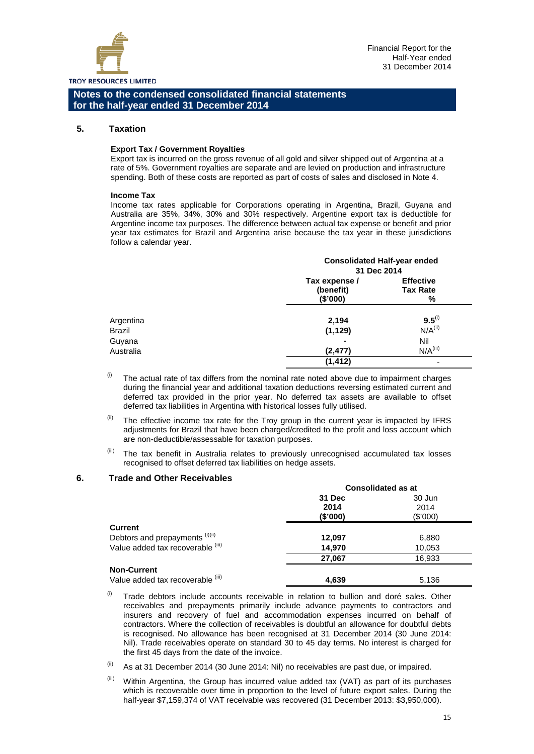## Notes to the condensed consolidated financial statements for the half-year ended 31 December 2014

### 5. Taxation

**Export Tax / Government Royalties**

Export tax is incurred on the gross revenue of all gold and silver shipped out of Argentina at a rate of 5%. Government royalties are separate and are levied on production and infrastructure spending. Both of these costs are reported as part of costs of sales and disclosed in Note 4.

**Income Tax**

Income tax rates applicable for Corporations operating in Argentina, Brazil, Guyana and Australia are 35%, 34%, 30% and 30% respectively. Argentine export tax is deductible for Argentine income tax purposes. The difference between actual tax expense or benefit and prior year tax estimates for Brazil and Argentina arise because the tax year in these jurisdictions follow a calendar year.

| | Consolidated Half-year ended 31 Dec 2014 | |
|---|---|---|
| | **Tax expense / (benefit) ($'000)** | **Effective Tax Rate %** |
| Argentina | **2,194** | **9.5**[(i)] |
| Brazil | **(1,129)** | N/A[(ii)] |
| Guyana | **-** | Nil |
| Australia | **(2,477)** | N/A[(iii)] |
| | **(1,412)** | - |

(i) The actual rate of tax differs from the nominal rate noted above due to impairment charges during the financial year and additional taxation deductions reversing estimated current and deferred tax provided in the prior year. No deferred tax assets are available to offset deferred tax liabilities in Argentina with historical losses fully utilised.

(ii) The effective income tax rate for the Troy group in the current year is impacted by IFRS adjustments for Brazil that have been charged/credited to the profit and loss account which are non-deductible/assessable for taxation purposes.

(iii) The tax benefit in Australia relates to previously unrecognised accumulated tax losses recognised to offset deferred tax liabilities on hedge assets.

### 6. Trade and Other Receivables

| | Consolidated as at | |
|---|---|---|
| | **31 Dec 2014 ($'000)** | 30 Jun 2014 ($'000) |
| **Current** | | |
| Debtors and prepayments [(i)(ii)] | **12,097** | 6,880 |
| Value added tax recoverable [(iii)] | **14,970** | 10,053 |
| | **27,067** | 16,933 |
| **Non-Current** | | |
| Value added tax recoverable [(iii)] | **4,639** | 5,136 |

(i) Trade debtors include accounts receivable in relation to bullion and doré sales. Other receivables and prepayments primarily include advance payments to contractors and insurers and recovery of fuel and accommodation expenses incurred on behalf of contractors. Where the collection of receivables is doubtful an allowance for doubtful debts is recognised. No allowance has been recognised at 31 December 2014 (30 June 2014: Nil). Trade receivables operate on standard 30 to 45 day terms. No interest is charged for the first 45 days from the date of the invoice.

(ii) As at 31 December 2014 (30 June 2014: Nil) no receivables are past due, or impaired.

(iii) Within Argentina, the Group has incurred value added tax (VAT) as part of its purchases which is recoverable over time in proportion to the level of future export sales. During the half-year $7,159,374 of VAT receivable was recovered (31 December 2013: $3,950,000).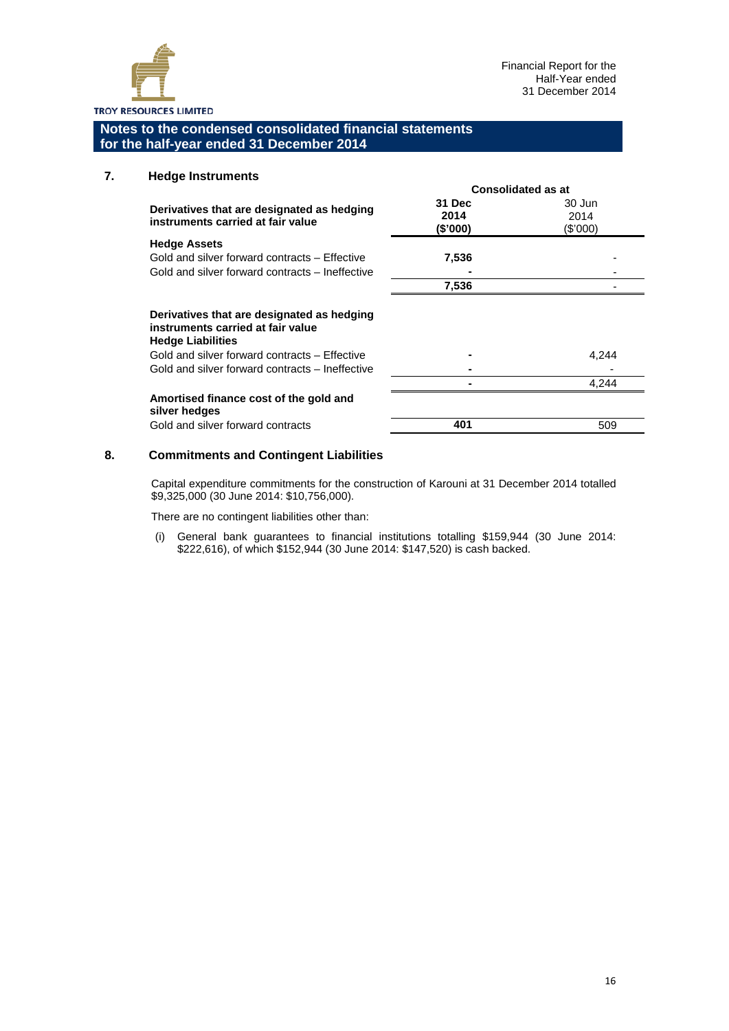## Notes to the condensed consolidated financial statements for the half-year ended 31 December 2014

### 7. Hedge Instruments

| | Consolidated as at | |
|---|---|---|
| **Derivatives that are designated as hedging instruments carried at fair value** | **31 Dec 2014 ($'000)** | 30 Jun 2014 ($'000) |
| **Hedge Assets** | | |
| Gold and silver forward contracts – Effective | **7,536** | - |
| Gold and silver forward contracts – Ineffective | **-** | - |
| | **7,536** | - |
| **Derivatives that are designated as hedging instruments carried at fair value** | | |
| **Hedge Liabilities** | | |
| Gold and silver forward contracts – Effective | **-** | 4,244 |
| Gold and silver forward contracts – Ineffective | **-** | - |
| | **-** | 4,244 |
| **Amortised finance cost of the gold and silver hedges** | | |
| Gold and silver forward contracts | **401** | 509 |

### 8. Commitments and Contingent Liabilities

Capital expenditure commitments for the construction of Karouni at 31 December 2014 totalled $9,325,000 (30 June 2014: $10,756,000).

There are no contingent liabilities other than:

(i) General bank guarantees to financial institutions totalling $159,944 (30 June 2014: $222,616), of which $152,944 (30 June 2014: $147,520) is cash backed.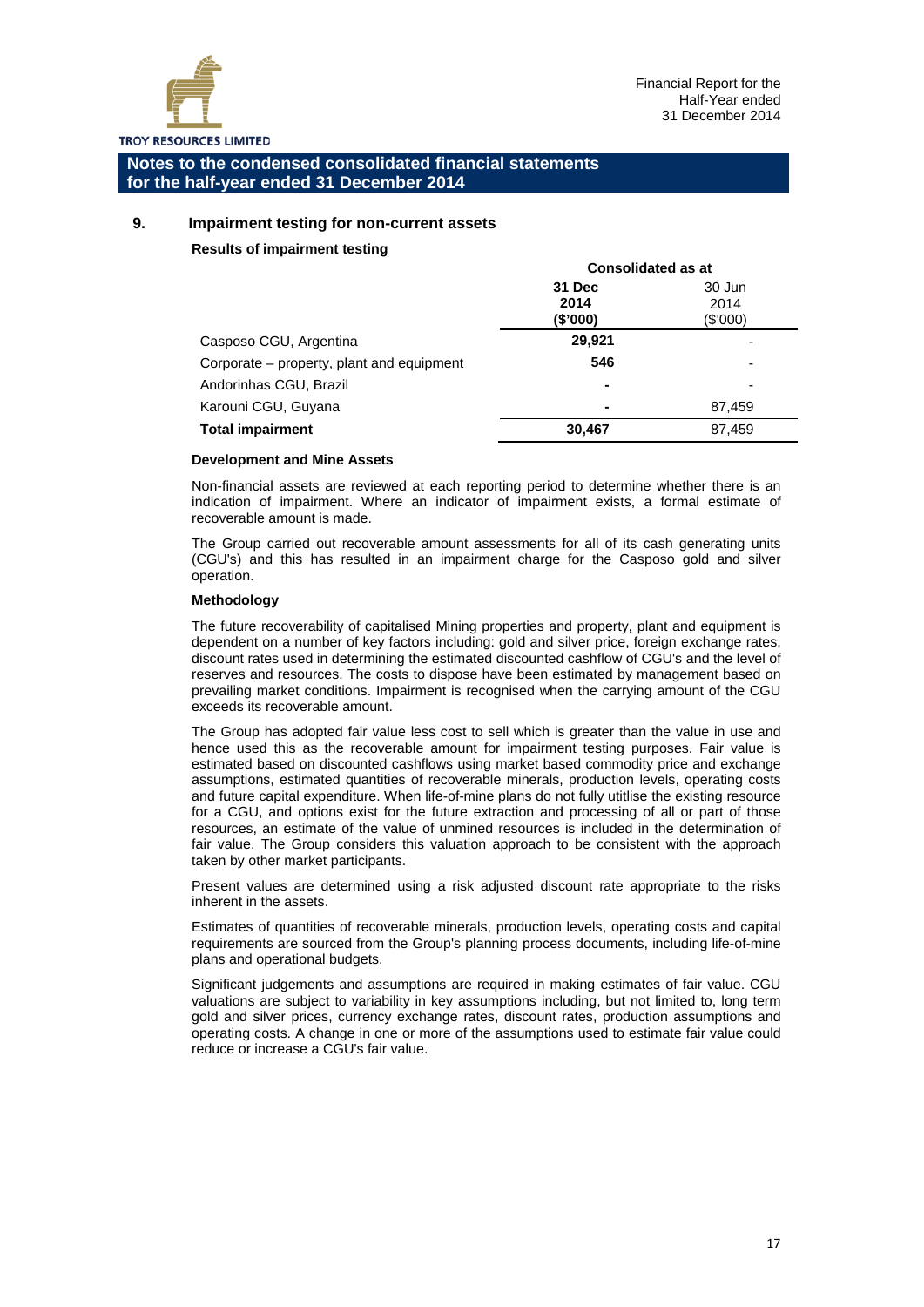## Notes to the condensed consolidated financial statements for the half-year ended 31 December 2014

### 9. Impairment testing for non-current assets

**Results of impairment testing**

| | Consolidated as at | |
|---|---|---|
| | **31 Dec 2014 ($'000)** | 30 Jun 2014 ($'000) |
| Casposo CGU, Argentina | **29,921** | - |
| Corporate – property, plant and equipment | **546** | - |
| Andorinhas CGU, Brazil | **-** | - |
| Karouni CGU, Guyana | **-** | 87,459 |
| **Total impairment** | **30,467** | 87,459 |

**Development and Mine Assets**

Non-financial assets are reviewed at each reporting period to determine whether there is an indication of impairment. Where an indicator of impairment exists, a formal estimate of recoverable amount is made.

The Group carried out recoverable amount assessments for all of its cash generating units (CGU's) and this has resulted in an impairment charge for the Casposo gold and silver operation.

**Methodology**

The future recoverability of capitalised Mining properties and property, plant and equipment is dependent on a number of key factors including: gold and silver price, foreign exchange rates, discount rates used in determining the estimated discounted cashflow of CGU's and the level of reserves and resources. The costs to dispose have been estimated by management based on prevailing market conditions. Impairment is recognised when the carrying amount of the CGU exceeds its recoverable amount.

The Group has adopted fair value less cost to sell which is greater than the value in use and hence used this as the recoverable amount for impairment testing purposes. Fair value is estimated based on discounted cashflows using market based commodity price and exchange assumptions, estimated quantities of recoverable minerals, production levels, operating costs and future capital expenditure. When life-of-mine plans do not fully utitlise the existing resource for a CGU, and options exist for the future extraction and processing of all or part of those resources, an estimate of the value of unmined resources is included in the determination of fair value. The Group considers this valuation approach to be consistent with the approach taken by other market participants.

Present values are determined using a risk adjusted discount rate appropriate to the risks inherent in the assets.

Estimates of quantities of recoverable minerals, production levels, operating costs and capital requirements are sourced from the Group's planning process documents, including life-of-mine plans and operational budgets.

Significant judgements and assumptions are required in making estimates of fair value. CGU valuations are subject to variability in key assumptions including, but not limited to, long term gold and silver prices, currency exchange rates, discount rates, production assumptions and operating costs. A change in one or more of the assumptions used to estimate fair value could reduce or increase a CGU's fair value.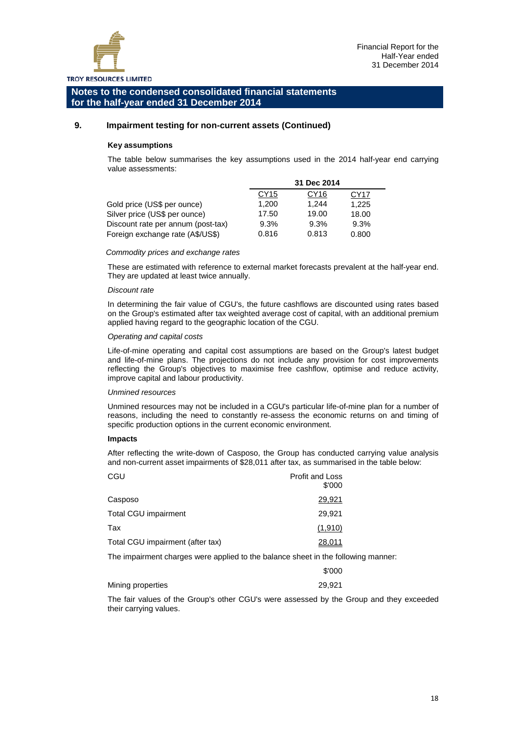## Notes to the condensed consolidated financial statements for the half-year ended 31 December 2014

### 9. Impairment testing for non-current assets (Continued)

**Key assumptions**

The table below summarises the key assumptions used in the 2014 half-year end carrying value assessments:

| | 31 Dec 2014 | | |
|---|---|---|---|
| | CY15 | CY16 | CY17 |
| Gold price (US$ per ounce) | 1,200 | 1,244 | 1,225 |
| Silver price (US$ per ounce) | 17.50 | 19.00 | 18.00 |
| Discount rate per annum (post-tax) | 9.3% | 9.3% | 9.3% |
| Foreign exchange rate (A$/US$) | 0.816 | 0.813 | 0.800 |

*Commodity prices and exchange rates*

These are estimated with reference to external market forecasts prevalent at the half-year end. They are updated at least twice annually.

*Discount rate*

In determining the fair value of CGU's, the future cashflows are discounted using rates based on the Group's estimated after tax weighted average cost of capital, with an additional premium applied having regard to the geographic location of the CGU.

*Operating and capital costs*

Life-of-mine operating and capital cost assumptions are based on the Group's latest budget and life-of-mine plans. The projections do not include any provision for cost improvements reflecting the Group's objectives to maximise free cashflow, optimise and reduce activity, improve capital and labour productivity.

*Unmined resources*

Unmined resources may not be included in a CGU's particular life-of-mine plan for a number of reasons, including the need to constantly re-assess the economic returns on and timing of specific production options in the current economic environment.

**Impacts**

After reflecting the write-down of Casposo, the Group has conducted carrying value analysis and non-current asset impairments of $28,011 after tax, as summarised in the table below:

| CGU | Profit and Loss $'000 |
|---|---|
| Casposo | 29,921 |
| Total CGU impairment | 29,921 |
| Tax | (1,910) |
| Total CGU impairment (after tax) | 28,011 |

The impairment charges were applied to the balance sheet in the following manner:

| | $'000 |
|---|---|
| Mining properties | 29,921 |

The fair values of the Group's other CGU's were assessed by the Group and they exceeded their carrying values.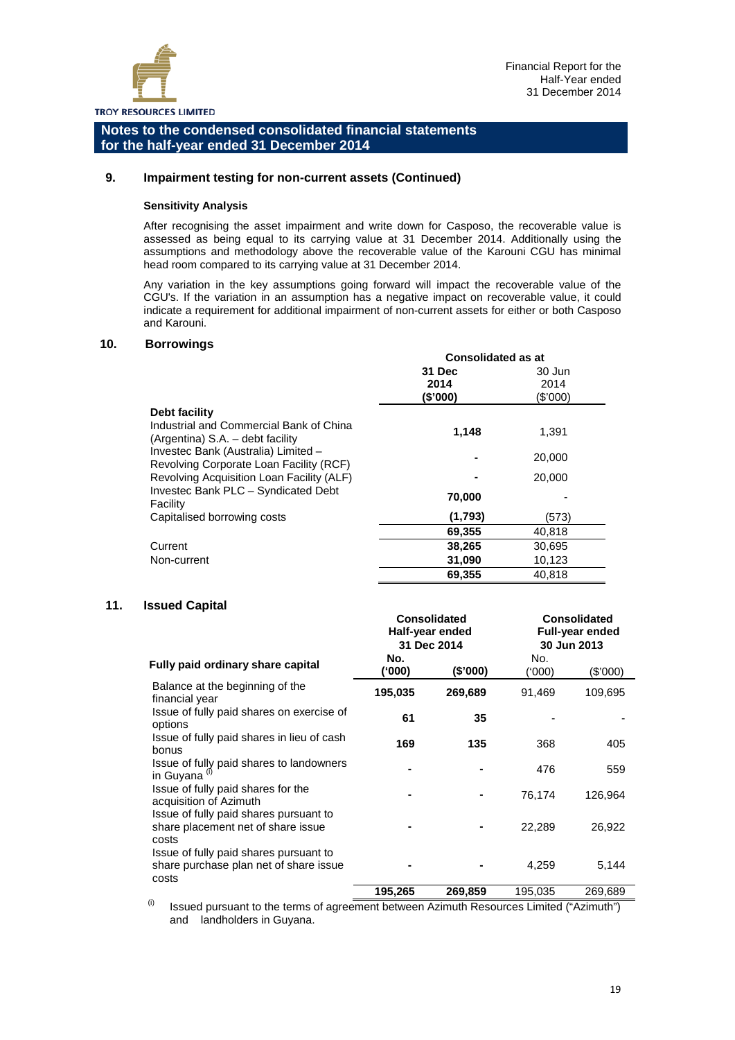## Notes to the condensed consolidated financial statements for the half-year ended 31 December 2014

### 9. Impairment testing for non-current assets (Continued)

**Sensitivity Analysis**

After recognising the asset impairment and write down for Casposo, the recoverable value is assessed as being equal to its carrying value at 31 December 2014. Additionally using the assumptions and methodology above the recoverable value of the Karouni CGU has minimal head room compared to its carrying value at 31 December 2014.

Any variation in the key assumptions going forward will impact the recoverable value of the CGU's. If the variation in an assumption has a negative impact on recoverable value, it could indicate a requirement for additional impairment of non-current assets for either or both Casposo and Karouni.

### 10. Borrowings

| | Consolidated as at | |
|---|---|---|
| | **31 Dec 2014 ($'000)** | 30 Jun 2014 ($'000) |
| **Debt facility** | | |
| Industrial and Commercial Bank of China (Argentina) S.A. – debt facility | **1,148** | 1,391 |
| Investec Bank (Australia) Limited – Revolving Corporate Loan Facility (RCF) | **-** | 20,000 |
| Revolving Acquisition Loan Facility (ALF) | **-** | 20,000 |
| Investec Bank PLC – Syndicated Debt Facility | **70,000** | - |
| Capitalised borrowing costs | **(1,793)** | (573) |
| | **69,355** | 40,818 |
| Current | **38,265** | 30,695 |
| Non-current | **31,090** | 10,123 |
| | **69,355** | 40,818 |

### 11. Issued Capital

| Fully paid ordinary share capital | Consolidated Half-year ended 31 Dec 2014 No. ('000) | ($'000) | Consolidated Full-year ended 30 Jun 2013 No. ('000) | ($'000) |
|---|---|---|---|---|
| Balance at the beginning of the financial year | **195,035** | **269,689** | 91,469 | 109,695 |
| Issue of fully paid shares on exercise of options | **61** | **35** | - | - |
| Issue of fully paid shares in lieu of cash bonus | **169** | **135** | 368 | 405 |
| Issue of fully paid shares to landowners in Guyana [(i)] | **-** | **-** | 476 | 559 |
| Issue of fully paid shares for the acquisition of Azimuth | **-** | **-** | 76,174 | 126,964 |
| Issue of fully paid shares pursuant to share placement net of share issue costs | **-** | **-** | 22,289 | 26,922 |
| Issue of fully paid shares pursuant to share purchase plan net of share issue costs | **-** | **-** | 4,259 | 5,144 |
| | **195,265** | **269,859** | 195,035 | 269,689 |

[(i)] Issued pursuant to the terms of agreement between Azimuth Resources Limited ("Azimuth") and landholders in Guyana.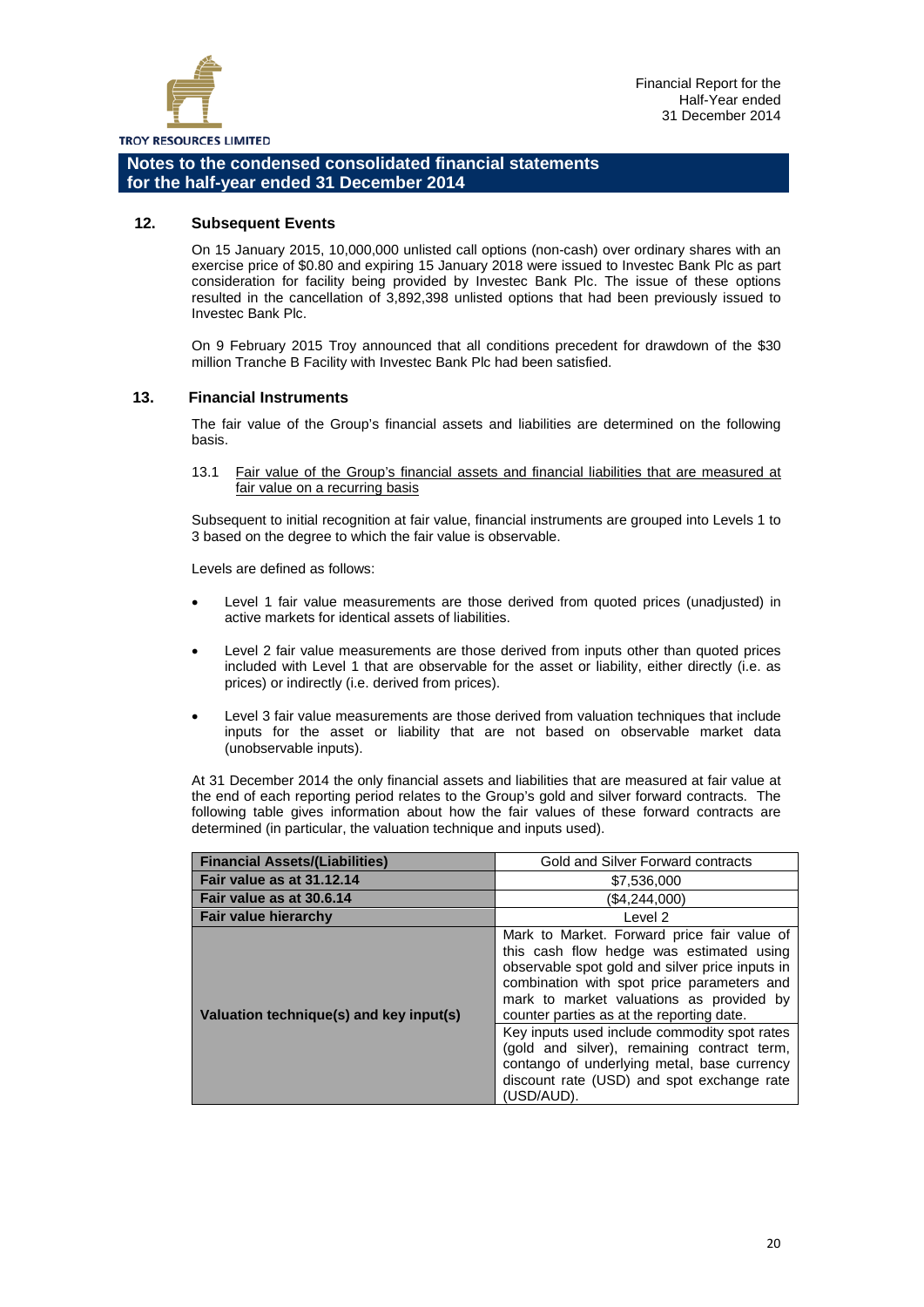## Notes to the condensed consolidated financial statements for the half-year ended 31 December 2014

### 12. Subsequent Events

On 15 January 2015, 10,000,000 unlisted call options (non-cash) over ordinary shares with an exercise price of $0.80 and expiring 15 January 2018 were issued to Investec Bank Plc as part consideration for facility being provided by Investec Bank Plc. The issue of these options resulted in the cancellation of 3,892,398 unlisted options that had been previously issued to Investec Bank Plc.

On 9 February 2015 Troy announced that all conditions precedent for drawdown of the $30 million Tranche B Facility with Investec Bank Plc had been satisfied.

### 13. Financial Instruments

The fair value of the Group's financial assets and liabilities are determined on the following basis.

13.1 Fair value of the Group's financial assets and financial liabilities that are measured at fair value on a recurring basis

Subsequent to initial recognition at fair value, financial instruments are grouped into Levels 1 to 3 based on the degree to which the fair value is observable.

Levels are defined as follows:

- Level 1 fair value measurements are those derived from quoted prices (unadjusted) in active markets for identical assets of liabilities.
- Level 2 fair value measurements are those derived from inputs other than quoted prices included with Level 1 that are observable for the asset or liability, either directly (i.e. as prices) or indirectly (i.e. derived from prices).
- Level 3 fair value measurements are those derived from valuation techniques that include inputs for the asset or liability that are not based on observable market data (unobservable inputs).

At 31 December 2014 the only financial assets and liabilities that are measured at fair value at the end of each reporting period relates to the Group's gold and silver forward contracts. The following table gives information about how the fair values of these forward contracts are determined (in particular, the valuation technique and inputs used).

| Financial Assets/(Liabilities) | Gold and Silver Forward contracts |
|---|---|
| Fair value as at 31.12.14 | $7,536,000 |
| Fair value as at 30.6.14 | ($4,244,000) |
| Fair value hierarchy | Level 2 |
| Valuation technique(s) and key input(s) | Mark to Market. Forward price fair value of this cash flow hedge was estimated using observable spot gold and silver price inputs in combination with spot price parameters and mark to market valuations as provided by counter parties as at the reporting date. |
| | Key inputs used include commodity spot rates (gold and silver), remaining contract term, contango of underlying metal, base currency discount rate (USD) and spot exchange rate (USD/AUD). |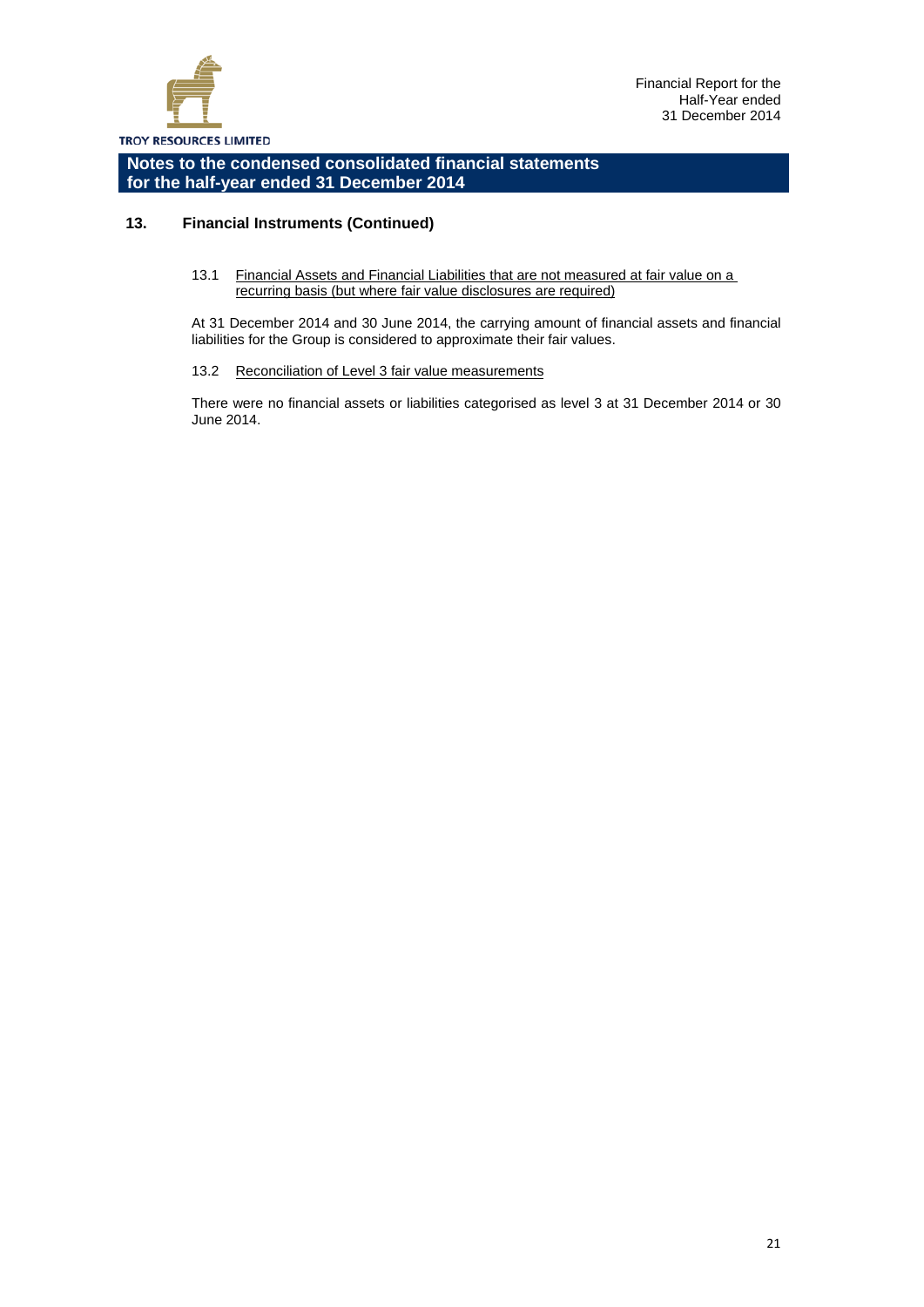## Notes to the condensed consolidated financial statements for the half-year ended 31 December 2014

### 13. Financial Instruments (Continued)

13.1 Financial Assets and Financial Liabilities that are not measured at fair value on a recurring basis (but where fair value disclosures are required)

At 31 December 2014 and 30 June 2014, the carrying amount of financial assets and financial liabilities for the Group is considered to approximate their fair values.

13.2 Reconciliation of Level 3 fair value measurements

There were no financial assets or liabilities categorised as level 3 at 31 December 2014 or 30 June 2014.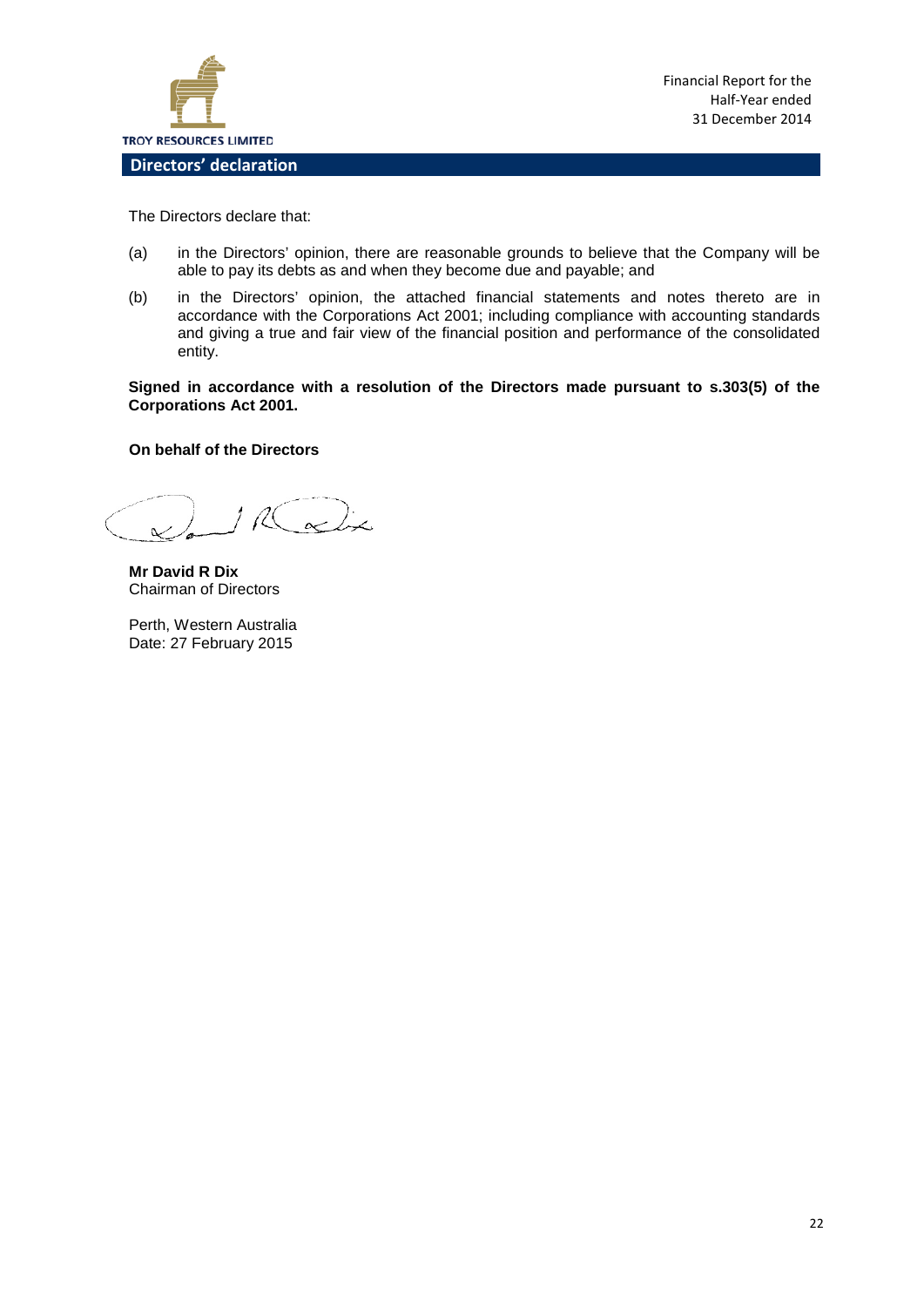## Directors' declaration

The Directors declare that:

(a) in the Directors' opinion, there are reasonable grounds to believe that the Company will be able to pay its debts as and when they become due and payable; and

(b) in the Directors' opinion, the attached financial statements and notes thereto are in accordance with the Corporations Act 2001; including compliance with accounting standards and giving a true and fair view of the financial position and performance of the consolidated entity.

**Signed in accordance with a resolution of the Directors made pursuant to s.303(5) of the Corporations Act 2001.**

**On behalf of the Directors**

**Mr David R Dix**
Chairman of Directors

Perth, Western Australia
Date: 27 February 2015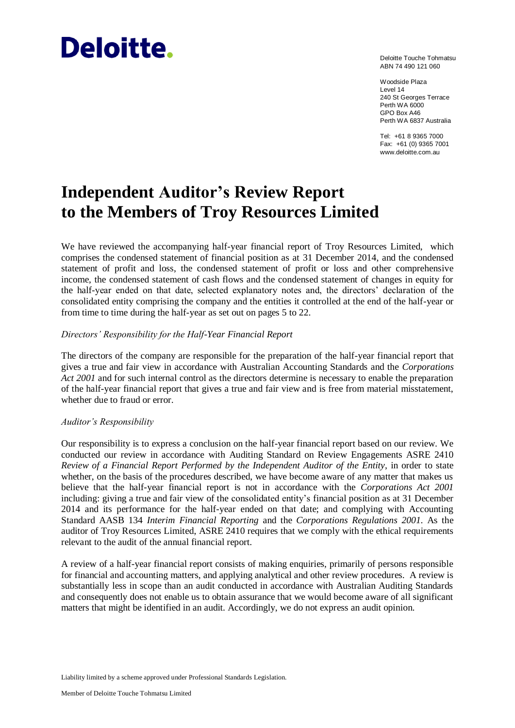Deloitte.

Deloitte Touche Tohmatsu
ABN 74 490 121 060

Woodside Plaza
Level 14
240 St Georges Terrace
Perth WA 6000
GPO Box A46
Perth WA 6837 Australia

Tel: +61 8 9365 7000
Fax: +61 (0) 9365 7001
www.deloitte.com.au

# Independent Auditor's Review Report to the Members of Troy Resources Limited

We have reviewed the accompanying half-year financial report of Troy Resources Limited, which comprises the condensed statement of financial position as at 31 December 2014, and the condensed statement of profit and loss, the condensed statement of profit or loss and other comprehensive income, the condensed statement of cash flows and the condensed statement of changes in equity for the half-year ended on that date, selected explanatory notes and, the directors' declaration of the consolidated entity comprising the company and the entities it controlled at the end of the half-year or from time to time during the half-year as set out on pages 5 to 22.

*Directors' Responsibility for the Half-Year Financial Report*

The directors of the company are responsible for the preparation of the half-year financial report that gives a true and fair view in accordance with Australian Accounting Standards and the *Corporations Act 2001* and for such internal control as the directors determine is necessary to enable the preparation of the half-year financial report that gives a true and fair view and is free from material misstatement, whether due to fraud or error.

*Auditor's Responsibility*

Our responsibility is to express a conclusion on the half-year financial report based on our review. We conducted our review in accordance with Auditing Standard on Review Engagements ASRE 2410 *Review of a Financial Report Performed by the Independent Auditor of the Entity*, in order to state whether, on the basis of the procedures described, we have become aware of any matter that makes us believe that the half-year financial report is not in accordance with the *Corporations Act 2001* including: giving a true and fair view of the consolidated entity's financial position as at 31 December 2014 and its performance for the half-year ended on that date; and complying with Accounting Standard AASB 134 *Interim Financial Reporting* and the *Corporations Regulations 2001*. As the auditor of Troy Resources Limited, ASRE 2410 requires that we comply with the ethical requirements relevant to the audit of the annual financial report.

A review of a half-year financial report consists of making enquiries, primarily of persons responsible for financial and accounting matters, and applying analytical and other review procedures. A review is substantially less in scope than an audit conducted in accordance with Australian Auditing Standards and consequently does not enable us to obtain assurance that we would become aware of all significant matters that might be identified in an audit. Accordingly, we do not express an audit opinion.

Liability limited by a scheme approved under Professional Standards Legislation.

Member of Deloitte Touche Tohmatsu Limited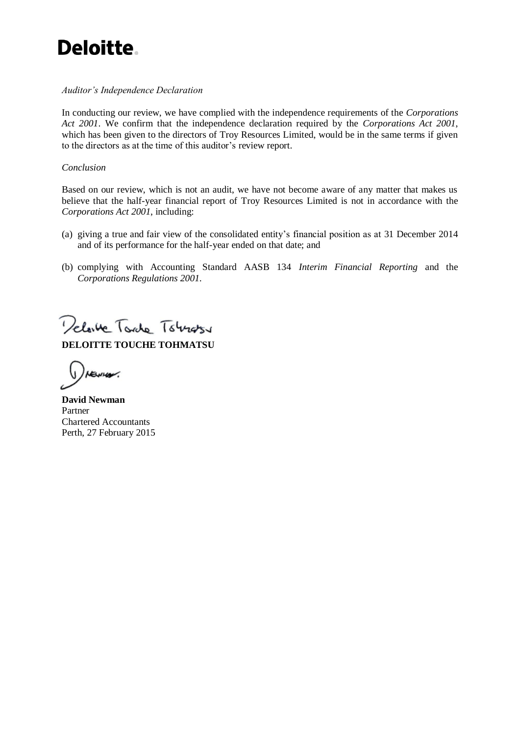**Deloitte.**

*Auditor's Independence Declaration*

In conducting our review, we have complied with the independence requirements of the *Corporations Act 2001*. We confirm that the independence declaration required by the *Corporations Act 2001*, which has been given to the directors of Troy Resources Limited, would be in the same terms if given to the directors as at the time of this auditor's review report.

*Conclusion*

Based on our review, which is not an audit, we have not become aware of any matter that makes us believe that the half-year financial report of Troy Resources Limited is not in accordance with the *Corporations Act 2001*, including:

(a) giving a true and fair view of the consolidated entity's financial position as at 31 December 2014 and of its performance for the half-year ended on that date; and

(b) complying with Accounting Standard AASB 134 *Interim Financial Reporting* and the *Corporations Regulations 2001*.

**DELOITTE TOUCHE TOHMATSU**

**David Newman**
Partner
Chartered Accountants
Perth, 27 February 2015